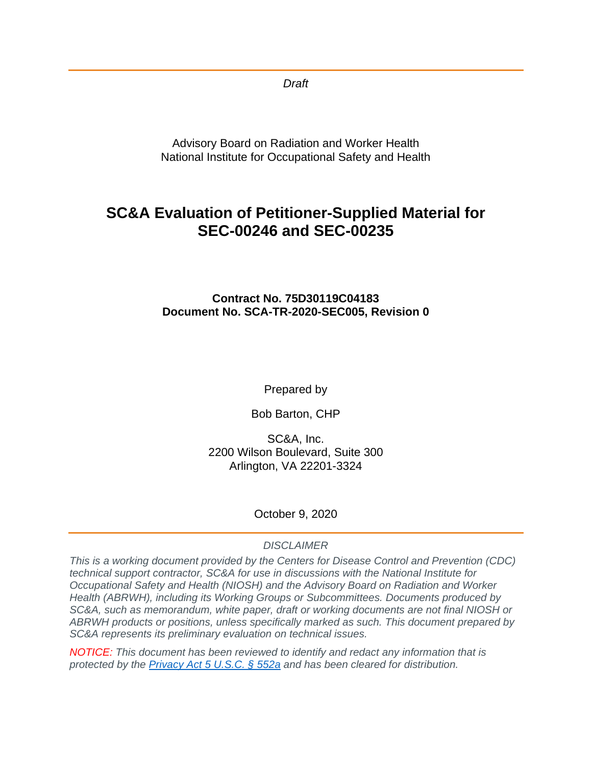*Draft*

Advisory Board on Radiation and Worker Health
National Institute for Occupational Safety and Health

# SC&A Evaluation of Petitioner-Supplied Material for SEC-00246 and SEC-00235

**Contract No. 75D30119C04183**
**Document No. SCA-TR-2020-SEC005, Revision 0**

Prepared by

Bob Barton, CHP

SC&A, Inc.
2200 Wilson Boulevard, Suite 300
Arlington, VA 22201-3324

October 9, 2020

*DISCLAIMER*

*This is a working document provided by the Centers for Disease Control and Prevention (CDC) technical support contractor, SC&A for use in discussions with the National Institute for Occupational Safety and Health (NIOSH) and the Advisory Board on Radiation and Worker Health (ABRWH), including its Working Groups or Subcommittees. Documents produced by SC&A, such as memorandum, white paper, draft or working documents are not final NIOSH or ABRWH products or positions, unless specifically marked as such. This document prepared by SC&A represents its preliminary evaluation on technical issues.*

*NOTICE: This document has been reviewed to identify and redact any information that is protected by the [Privacy Act 5 U.S.C. § 552a] and has been cleared for distribution.*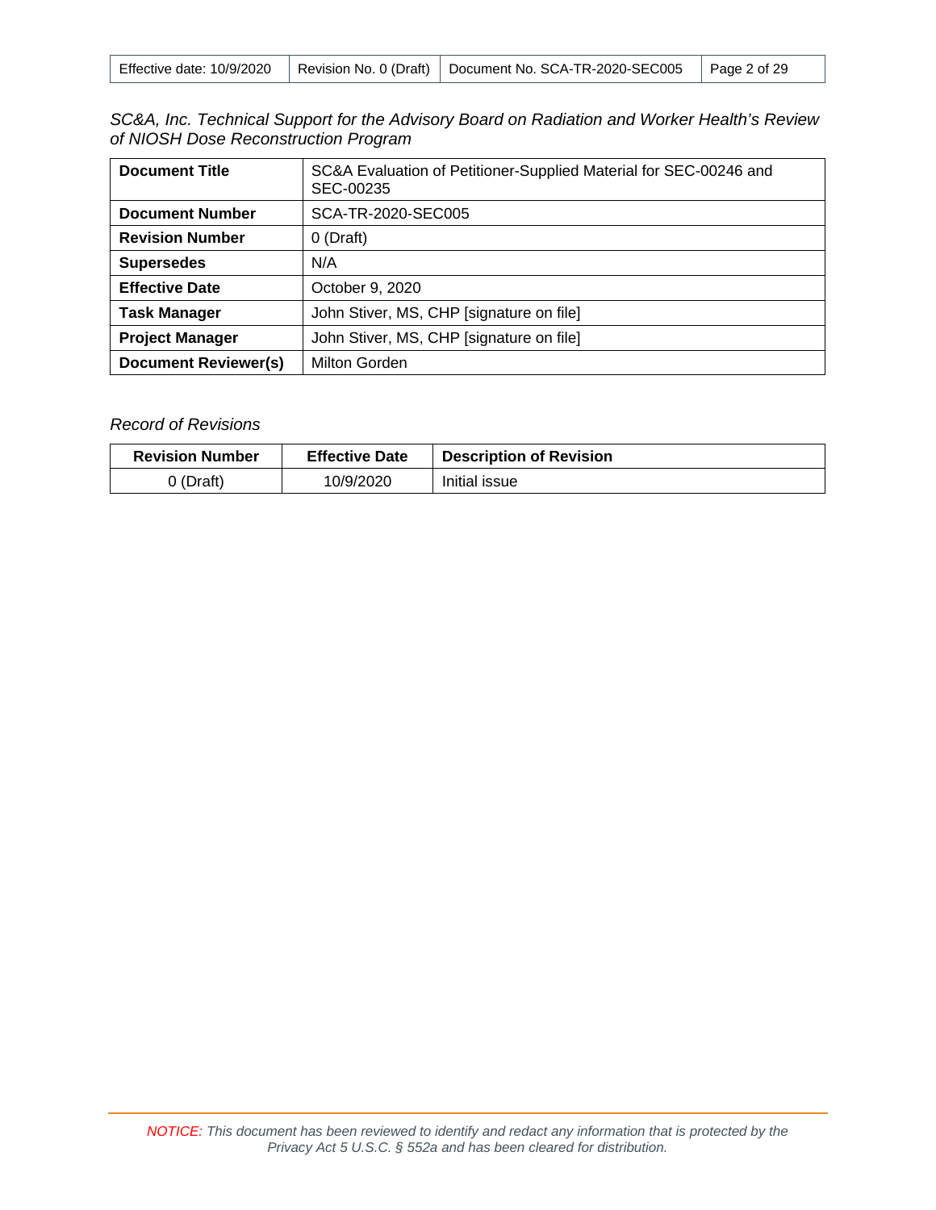*SC&A, Inc. Technical Support for the Advisory Board on Radiation and Worker Health's Review of NIOSH Dose Reconstruction Program*

| **Document Title** | SC&A Evaluation of Petitioner-Supplied Material for SEC-00246 and SEC-00235 |
|---|---|
| **Document Number** | SCA-TR-2020-SEC005 |
| **Revision Number** | 0 (Draft) |
| **Supersedes** | N/A |
| **Effective Date** | October 9, 2020 |
| **Task Manager** | John Stiver, MS, CHP [signature on file] |
| **Project Manager** | John Stiver, MS, CHP [signature on file] |
| **Document Reviewer(s)** | Milton Gorden |

*Record of Revisions*

| Revision Number | Effective Date | Description of Revision |
|---|---|---|
| 0 (Draft) | 10/9/2020 | Initial issue |

*NOTICE: This document has been reviewed to identify and redact any information that is protected by the Privacy Act 5 U.S.C. § 552a and has been cleared for distribution.*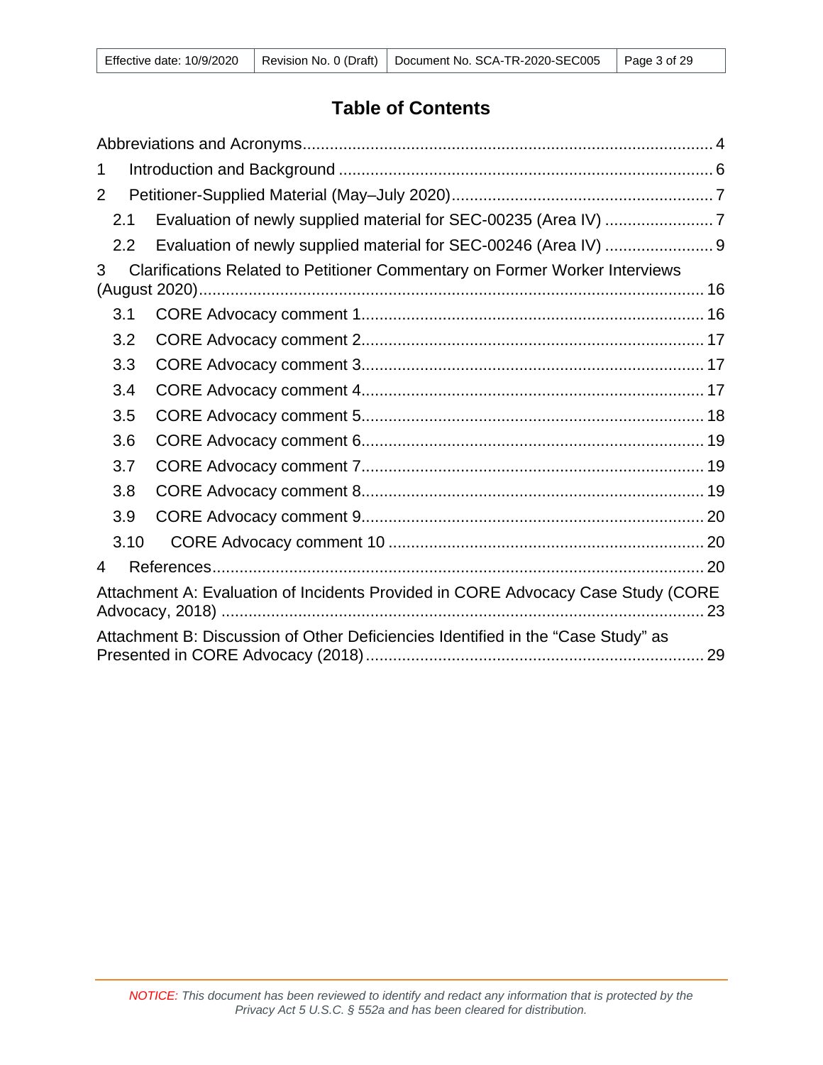# Table of Contents

Abbreviations and Acronyms ..... 4

1 Introduction and Background ..... 6

2 Petitioner-Supplied Material (May–July 2020) ..... 7

- 2.1 Evaluation of newly supplied material for SEC-00235 (Area IV) ..... 7
- 2.2 Evaluation of newly supplied material for SEC-00246 (Area IV) ..... 9

3 Clarifications Related to Petitioner Commentary on Former Worker Interviews (August 2020) ..... 16

- 3.1 CORE Advocacy comment 1 ..... 16
- 3.2 CORE Advocacy comment 2 ..... 17
- 3.3 CORE Advocacy comment 3 ..... 17
- 3.4 CORE Advocacy comment 4 ..... 17
- 3.5 CORE Advocacy comment 5 ..... 18
- 3.6 CORE Advocacy comment 6 ..... 19
- 3.7 CORE Advocacy comment 7 ..... 19
- 3.8 CORE Advocacy comment 8 ..... 19
- 3.9 CORE Advocacy comment 9 ..... 20
- 3.10 CORE Advocacy comment 10 ..... 20

4 References ..... 20

Attachment A: Evaluation of Incidents Provided in CORE Advocacy Case Study (CORE Advocacy, 2018) ..... 23

Attachment B: Discussion of Other Deficiencies Identified in the "Case Study" as Presented in CORE Advocacy (2018) ..... 29

*NOTICE: This document has been reviewed to identify and redact any information that is protected by the Privacy Act 5 U.S.C. § 552a and has been cleared for distribution.*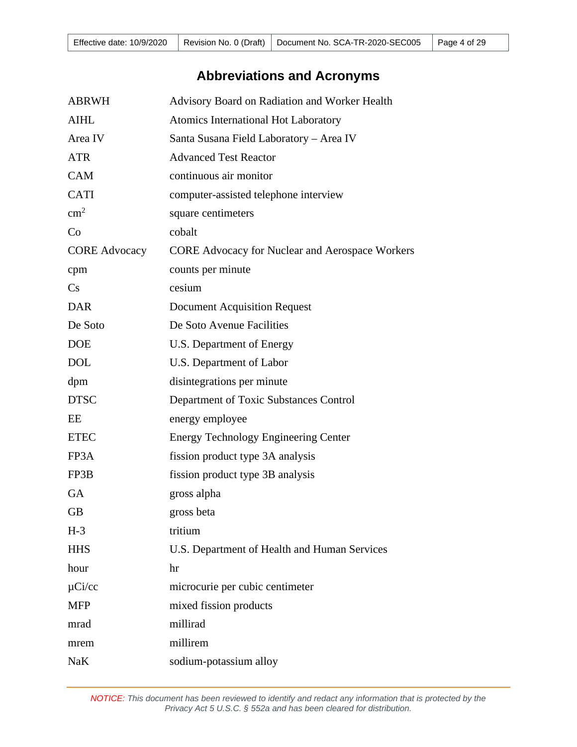# Abbreviations and Acronyms

| | |
|---|---|
| ABRWH | Advisory Board on Radiation and Worker Health |
| AIHL | Atomics International Hot Laboratory |
| Area IV | Santa Susana Field Laboratory – Area IV |
| ATR | Advanced Test Reactor |
| CAM | continuous air monitor |
| CATI | computer-assisted telephone interview |
| $cm^2$ | square centimeters |
| Co | cobalt |
| CORE Advocacy | CORE Advocacy for Nuclear and Aerospace Workers |
| cpm | counts per minute |
| Cs | cesium |
| DAR | Document Acquisition Request |
| De Soto | De Soto Avenue Facilities |
| DOE | U.S. Department of Energy |
| DOL | U.S. Department of Labor |
| dpm | disintegrations per minute |
| DTSC | Department of Toxic Substances Control |
| EE | energy employee |
| ETEC | Energy Technology Engineering Center |
| FP3A | fission product type 3A analysis |
| FP3B | fission product type 3B analysis |
| GA | gross alpha |
| GB | gross beta |
| H-3 | tritium |
| HHS | U.S. Department of Health and Human Services |
| hour | hr |
| µCi/cc | microcurie per cubic centimeter |
| MFP | mixed fission products |
| mrad | millirad |
| mrem | millirem |
| NaK | sodium-potassium alloy |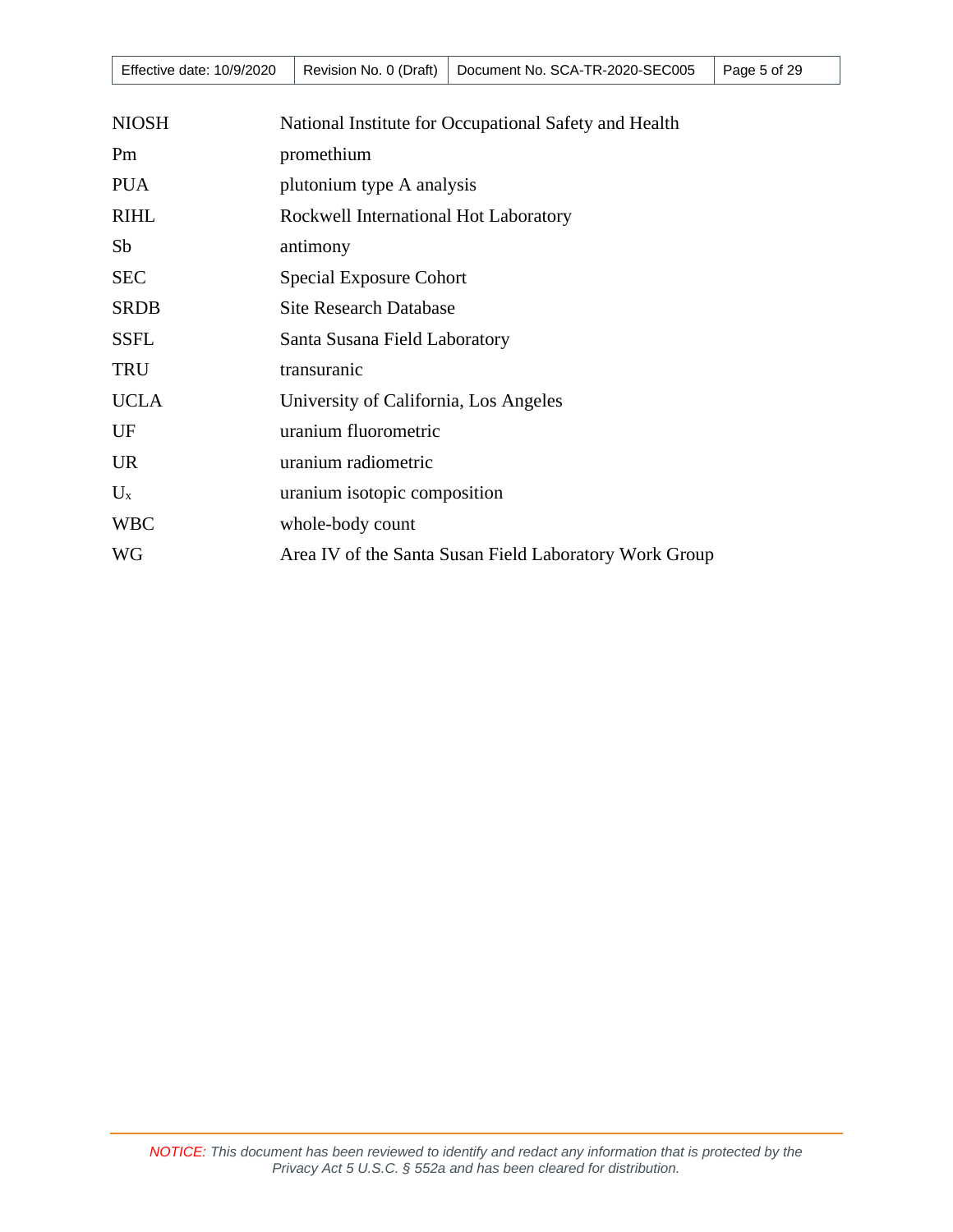| | |
|---|---|
| NIOSH | National Institute for Occupational Safety and Health |
| Pm | promethium |
| PUA | plutonium type A analysis |
| RIHL | Rockwell International Hot Laboratory |
| Sb | antimony |
| SEC | Special Exposure Cohort |
| SRDB | Site Research Database |
| SSFL | Santa Susana Field Laboratory |
| TRU | transuranic |
| UCLA | University of California, Los Angeles |
| UF | uranium fluorometric |
| UR | uranium radiometric |
| $U_x$ | uranium isotopic composition |
| WBC | whole-body count |
| WG | Area IV of the Santa Susan Field Laboratory Work Group |

*NOTICE: This document has been reviewed to identify and redact any information that is protected by the Privacy Act 5 U.S.C. § 552a and has been cleared for distribution.*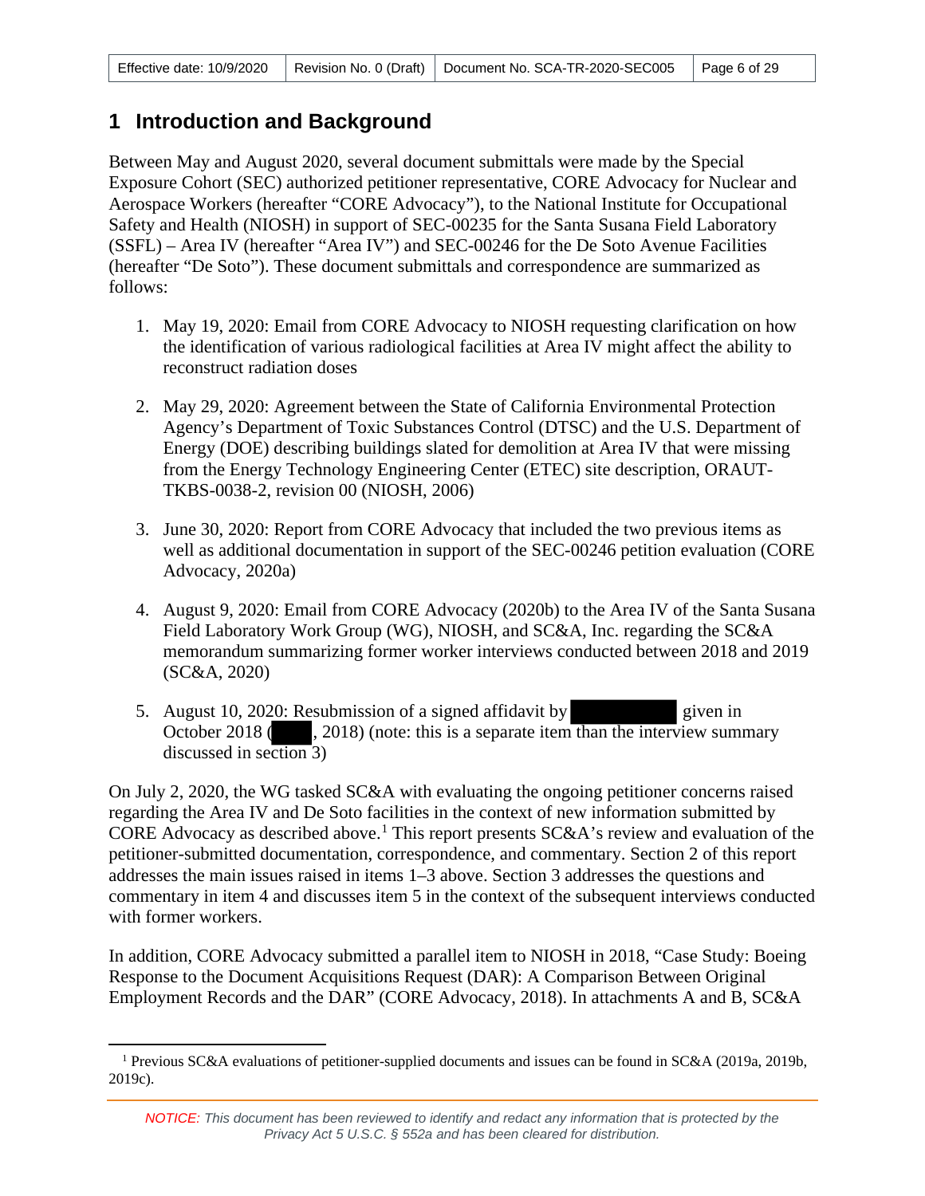# 1 Introduction and Background

Between May and August 2020, several document submittals were made by the Special Exposure Cohort (SEC) authorized petitioner representative, CORE Advocacy for Nuclear and Aerospace Workers (hereafter "CORE Advocacy"), to the National Institute for Occupational Safety and Health (NIOSH) in support of SEC-00235 for the Santa Susana Field Laboratory (SSFL) – Area IV (hereafter "Area IV") and SEC-00246 for the De Soto Avenue Facilities (hereafter "De Soto"). These document submittals and correspondence are summarized as follows:

1. May 19, 2020: Email from CORE Advocacy to NIOSH requesting clarification on how the identification of various radiological facilities at Area IV might affect the ability to reconstruct radiation doses

2. May 29, 2020: Agreement between the State of California Environmental Protection Agency's Department of Toxic Substances Control (DTSC) and the U.S. Department of Energy (DOE) describing buildings slated for demolition at Area IV that were missing from the Energy Technology Engineering Center (ETEC) site description, ORAUT-TKBS-0038-2, revision 00 (NIOSH, 2006)

3. June 30, 2020: Report from CORE Advocacy that included the two previous items as well as additional documentation in support of the SEC-00246 petition evaluation (CORE Advocacy, 2020a)

4. August 9, 2020: Email from CORE Advocacy (2020b) to the Area IV of the Santa Susana Field Laboratory Work Group (WG), NIOSH, and SC&A, Inc. regarding the SC&A memorandum summarizing former worker interviews conducted between 2018 and 2019 (SC&A, 2020)

5. August 10, 2020: Resubmission of a signed affidavit by [REDACTED] given in October 2018 ([REDACTED], 2018) (note: this is a separate item than the interview summary discussed in section 3)

On July 2, 2020, the WG tasked SC&A with evaluating the ongoing petitioner concerns raised regarding the Area IV and De Soto facilities in the context of new information submitted by CORE Advocacy as described above.[1] This report presents SC&A's review and evaluation of the petitioner-submitted documentation, correspondence, and commentary. Section 2 of this report addresses the main issues raised in items 1–3 above. Section 3 addresses the questions and commentary in item 4 and discusses item 5 in the context of the subsequent interviews conducted with former workers.

In addition, CORE Advocacy submitted a parallel item to NIOSH in 2018, "Case Study: Boeing Response to the Document Acquisitions Request (DAR): A Comparison Between Original Employment Records and the DAR" (CORE Advocacy, 2018). In attachments A and B, SC&A

[1] Previous SC&A evaluations of petitioner-supplied documents and issues can be found in SC&A (2019a, 2019b, 2019c).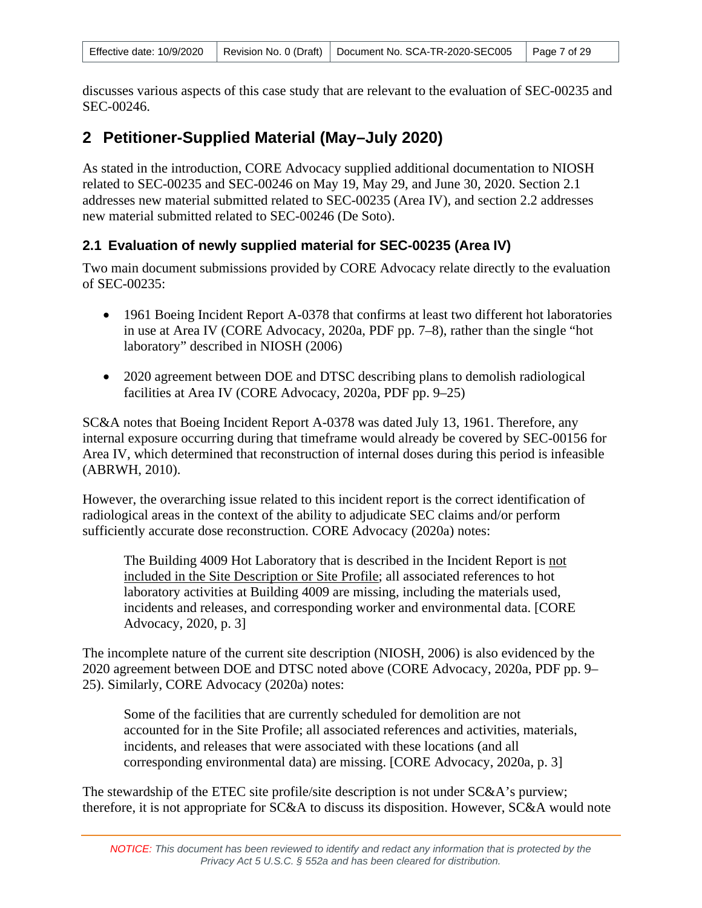discusses various aspects of this case study that are relevant to the evaluation of SEC-00235 and SEC-00246.

# 2 Petitioner-Supplied Material (May–July 2020)

As stated in the introduction, CORE Advocacy supplied additional documentation to NIOSH related to SEC-00235 and SEC-00246 on May 19, May 29, and June 30, 2020. Section 2.1 addresses new material submitted related to SEC-00235 (Area IV), and section 2.2 addresses new material submitted related to SEC-00246 (De Soto).

## 2.1 Evaluation of newly supplied material for SEC-00235 (Area IV)

Two main document submissions provided by CORE Advocacy relate directly to the evaluation of SEC-00235:

- 1961 Boeing Incident Report A-0378 that confirms at least two different hot laboratories in use at Area IV (CORE Advocacy, 2020a, PDF pp. 7–8), rather than the single "hot laboratory" described in NIOSH (2006)
- 2020 agreement between DOE and DTSC describing plans to demolish radiological facilities at Area IV (CORE Advocacy, 2020a, PDF pp. 9–25)

SC&A notes that Boeing Incident Report A-0378 was dated July 13, 1961. Therefore, any internal exposure occurring during that timeframe would already be covered by SEC-00156 for Area IV, which determined that reconstruction of internal doses during this period is infeasible (ABRWH, 2010).

However, the overarching issue related to this incident report is the correct identification of radiological areas in the context of the ability to adjudicate SEC claims and/or perform sufficiently accurate dose reconstruction. CORE Advocacy (2020a) notes:

> The Building 4009 Hot Laboratory that is described in the Incident Report is <u>not included in the Site Description or Site Profile</u>; all associated references to hot laboratory activities at Building 4009 are missing, including the materials used, incidents and releases, and corresponding worker and environmental data. [CORE Advocacy, 2020, p. 3]

The incomplete nature of the current site description (NIOSH, 2006) is also evidenced by the 2020 agreement between DOE and DTSC noted above (CORE Advocacy, 2020a, PDF pp. 9–25). Similarly, CORE Advocacy (2020a) notes:

> Some of the facilities that are currently scheduled for demolition are not accounted for in the Site Profile; all associated references and activities, materials, incidents, and releases that were associated with these locations (and all corresponding environmental data) are missing. [CORE Advocacy, 2020a, p. 3]

The stewardship of the ETEC site profile/site description is not under SC&A's purview; therefore, it is not appropriate for SC&A to discuss its disposition. However, SC&A would note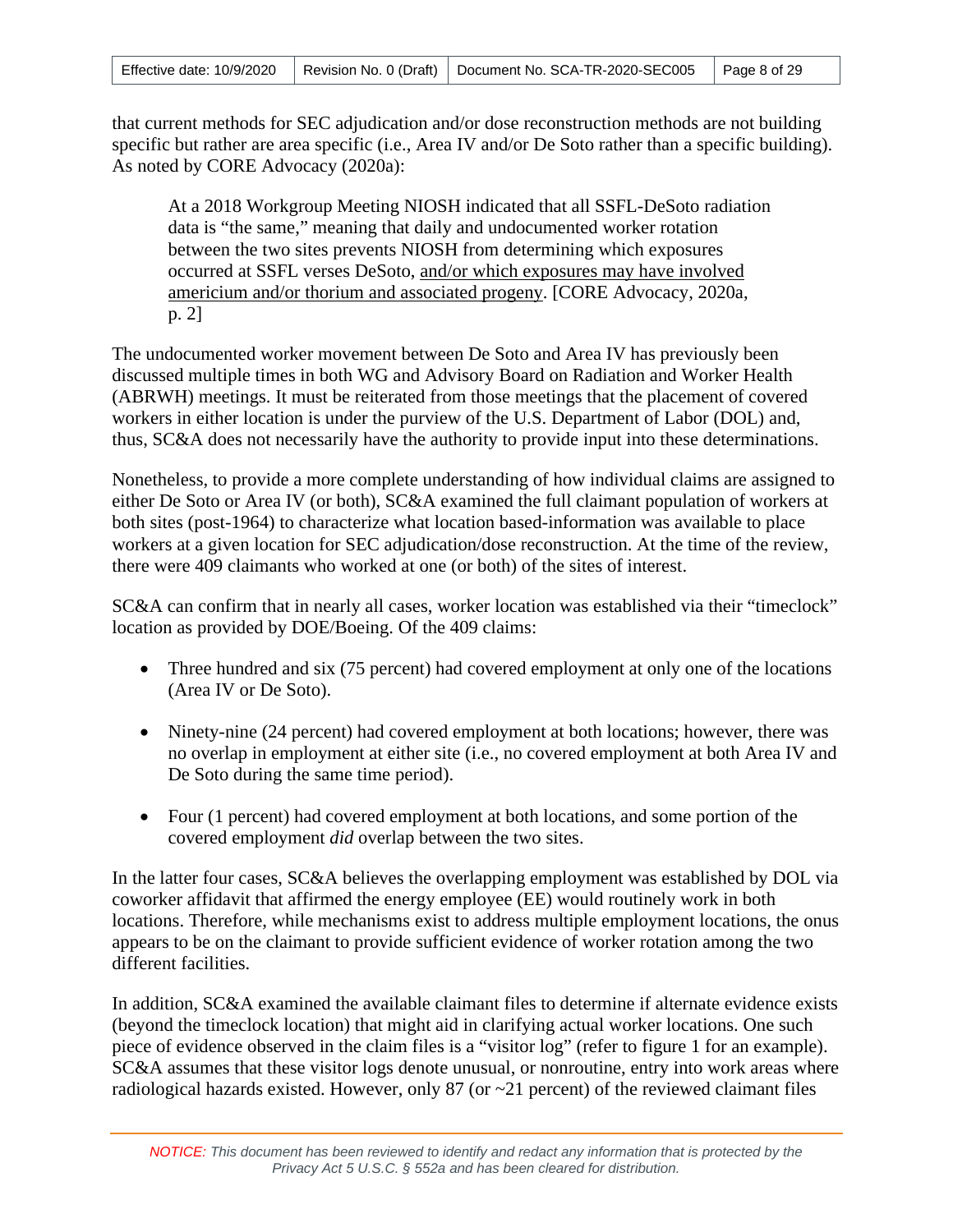that current methods for SEC adjudication and/or dose reconstruction methods are not building specific but rather are area specific (i.e., Area IV and/or De Soto rather than a specific building). As noted by CORE Advocacy (2020a):

> At a 2018 Workgroup Meeting NIOSH indicated that all SSFL-DeSoto radiation data is "the same," meaning that daily and undocumented worker rotation between the two sites prevents NIOSH from determining which exposures occurred at SSFL verses DeSoto, <u>and/or which exposures may have involved americium and/or thorium and associated progeny</u>. [CORE Advocacy, 2020a, p. 2]

The undocumented worker movement between De Soto and Area IV has previously been discussed multiple times in both WG and Advisory Board on Radiation and Worker Health (ABRWH) meetings. It must be reiterated from those meetings that the placement of covered workers in either location is under the purview of the U.S. Department of Labor (DOL) and, thus, SC&A does not necessarily have the authority to provide input into these determinations.

Nonetheless, to provide a more complete understanding of how individual claims are assigned to either De Soto or Area IV (or both), SC&A examined the full claimant population of workers at both sites (post-1964) to characterize what location based-information was available to place workers at a given location for SEC adjudication/dose reconstruction. At the time of the review, there were 409 claimants who worked at one (or both) of the sites of interest.

SC&A can confirm that in nearly all cases, worker location was established via their "timeclock" location as provided by DOE/Boeing. Of the 409 claims:

- Three hundred and six (75 percent) had covered employment at only one of the locations (Area IV or De Soto).
- Ninety-nine (24 percent) had covered employment at both locations; however, there was no overlap in employment at either site (i.e., no covered employment at both Area IV and De Soto during the same time period).
- Four (1 percent) had covered employment at both locations, and some portion of the covered employment *did* overlap between the two sites.

In the latter four cases, SC&A believes the overlapping employment was established by DOL via coworker affidavit that affirmed the energy employee (EE) would routinely work in both locations. Therefore, while mechanisms exist to address multiple employment locations, the onus appears to be on the claimant to provide sufficient evidence of worker rotation among the two different facilities.

In addition, SC&A examined the available claimant files to determine if alternate evidence exists (beyond the timeclock location) that might aid in clarifying actual worker locations. One such piece of evidence observed in the claim files is a "visitor log" (refer to figure 1 for an example). SC&A assumes that these visitor logs denote unusual, or nonroutine, entry into work areas where radiological hazards existed. However, only 87 (or ~21 percent) of the reviewed claimant files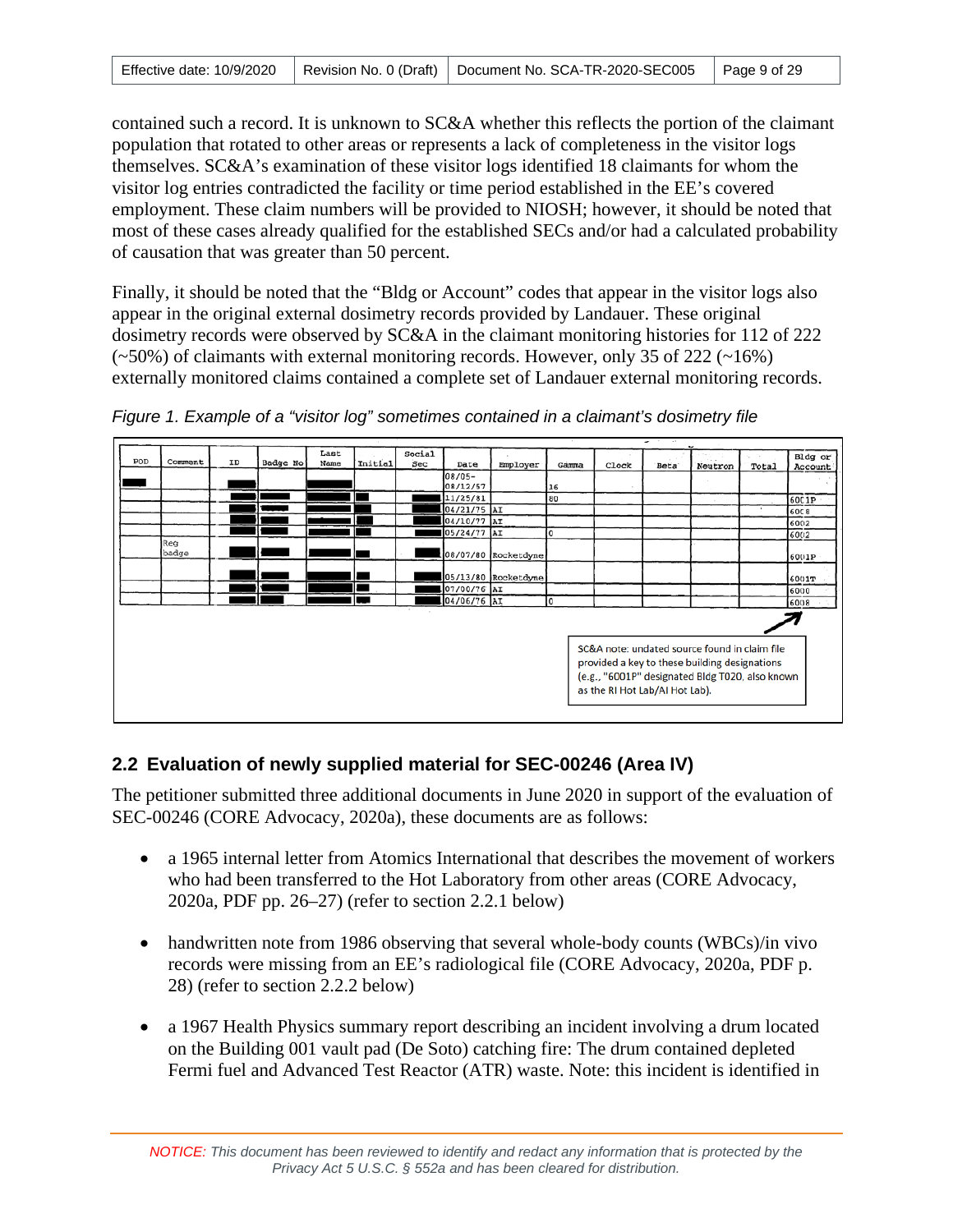contained such a record. It is unknown to SC&A whether this reflects the portion of the claimant population that rotated to other areas or represents a lack of completeness in the visitor logs themselves. SC&A's examination of these visitor logs identified 18 claimants for whom the visitor log entries contradicted the facility or time period established in the EE's covered employment. These claim numbers will be provided to NIOSH; however, it should be noted that most of these cases already qualified for the established SECs and/or had a calculated probability of causation that was greater than 50 percent.

Finally, it should be noted that the "Bldg or Account" codes that appear in the visitor logs also appear in the original external dosimetry records provided by Landauer. These original dosimetry records were observed by SC&A in the claimant monitoring histories for 112 of 222 (~50%) of claimants with external monitoring records. However, only 35 of 222 (~16%) externally monitored claims contained a complete set of Landauer external monitoring records.

*Figure 1. Example of a "visitor log" sometimes contained in a claimant's dosimetry file*

| POD | Comment | ID | Badge No | Last Name | Initial | Social Sec | Date | Employer | Gamma | Clock | Beta | Neutron | Total | Bldg or Account |
|---|---|---|---|---|---|---|---|---|---|---|---|---|---|---|
| ■ | | ■ | | ■ | | | 08/05-08/12/57 | | 16 | | | | | |
| | | ■ | ■ | ■ | ■ | ■ | 11/25/81 | | 80 | | | | | 6001P |
| | | ■ | ■ | ■ | ■ | ■ | 04/21/75 | AI | | | | | | 6008 |
| | | ■ | ■ | ■ | ■ | ■ | 04/10/77 | AI | | | | | | 6002 |
| | | ■ | ■ | ■ | ■ | ■ | 05/24/77 | AI | 0 | | | | | 6002 |
| | Reg badge | ■ | ■ | ■ | ■ | ■ | 08/07/80 | Rocketdyne | | | | | | 6001P |
| | | ■ | ■ | ■ | ■ | ■ | 05/13/80 | Rocketdyne | | | | | | 6001T |
| | | ■ | ■ | ■ | ■ | ■ | 07/00/76 | AI | | | | | | 6000 |
| | | ■ | ■ | ■ | ■ | ■ | 04/06/76 | AI | 0 | | | | | 6008 |

SC&A note: undated source found in claim file provided a key to these building designations (e.g., "6001P" designated Bldg T020, also known as the RI Hot Lab/AI Hot Lab).

## 2.2 Evaluation of newly supplied material for SEC-00246 (Area IV)

The petitioner submitted three additional documents in June 2020 in support of the evaluation of SEC-00246 (CORE Advocacy, 2020a), these documents are as follows:

- a 1965 internal letter from Atomics International that describes the movement of workers who had been transferred to the Hot Laboratory from other areas (CORE Advocacy, 2020a, PDF pp. 26–27) (refer to section 2.2.1 below)
- handwritten note from 1986 observing that several whole-body counts (WBCs)/in vivo records were missing from an EE's radiological file (CORE Advocacy, 2020a, PDF p. 28) (refer to section 2.2.2 below)
- a 1967 Health Physics summary report describing an incident involving a drum located on the Building 001 vault pad (De Soto) catching fire: The drum contained depleted Fermi fuel and Advanced Test Reactor (ATR) waste. Note: this incident is identified in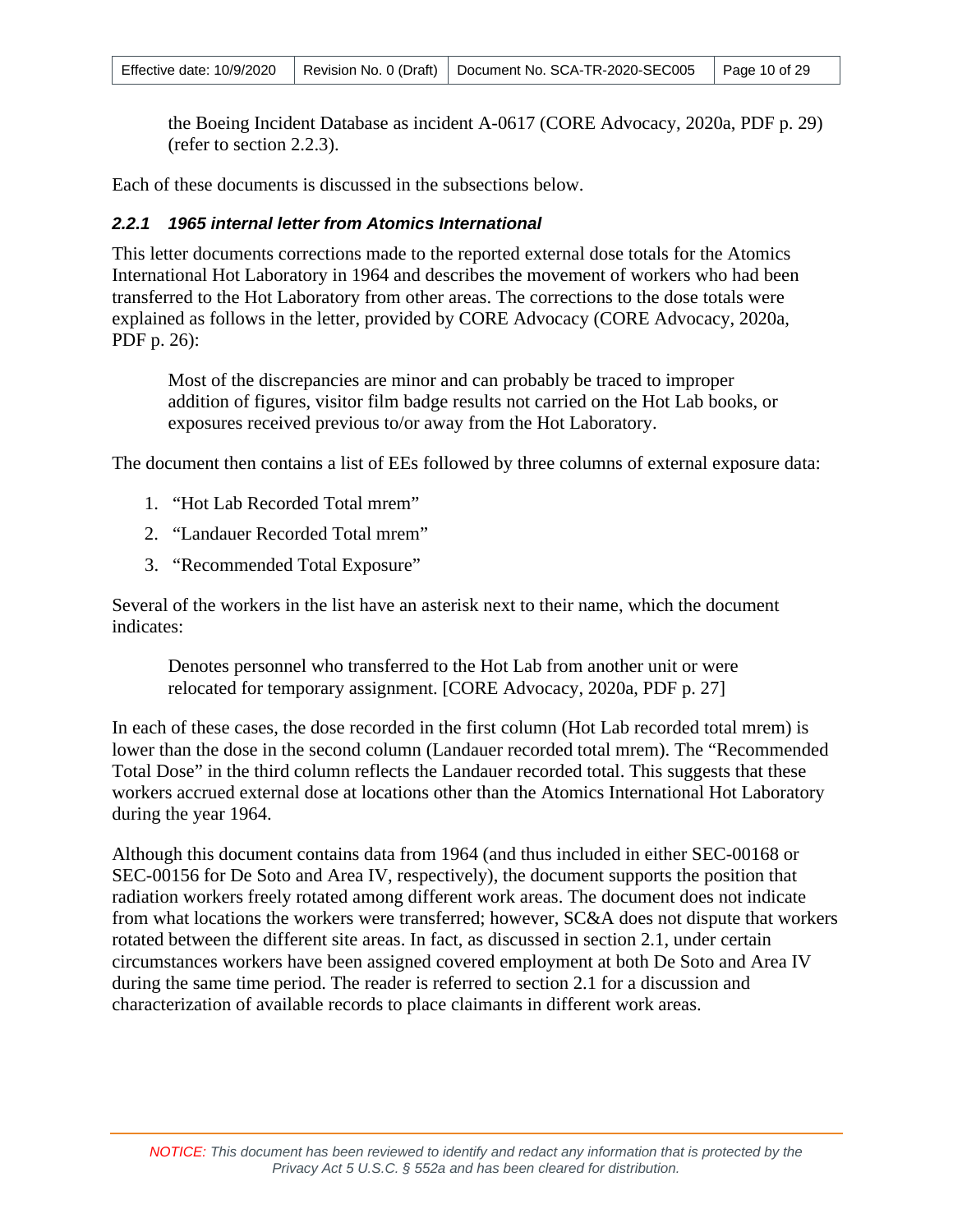the Boeing Incident Database as incident A-0617 (CORE Advocacy, 2020a, PDF p. 29) (refer to section 2.2.3).

Each of these documents is discussed in the subsections below.

### *2.2.1 1965 internal letter from Atomics International*

This letter documents corrections made to the reported external dose totals for the Atomics International Hot Laboratory in 1964 and describes the movement of workers who had been transferred to the Hot Laboratory from other areas. The corrections to the dose totals were explained as follows in the letter, provided by CORE Advocacy (CORE Advocacy, 2020a, PDF p. 26):

> Most of the discrepancies are minor and can probably be traced to improper addition of figures, visitor film badge results not carried on the Hot Lab books, or exposures received previous to/or away from the Hot Laboratory.

The document then contains a list of EEs followed by three columns of external exposure data:

1. "Hot Lab Recorded Total mrem"
2. "Landauer Recorded Total mrem"
3. "Recommended Total Exposure"

Several of the workers in the list have an asterisk next to their name, which the document indicates:

> Denotes personnel who transferred to the Hot Lab from another unit or were relocated for temporary assignment. [CORE Advocacy, 2020a, PDF p. 27]

In each of these cases, the dose recorded in the first column (Hot Lab recorded total mrem) is lower than the dose in the second column (Landauer recorded total mrem). The "Recommended Total Dose" in the third column reflects the Landauer recorded total. This suggests that these workers accrued external dose at locations other than the Atomics International Hot Laboratory during the year 1964.

Although this document contains data from 1964 (and thus included in either SEC-00168 or SEC-00156 for De Soto and Area IV, respectively), the document supports the position that radiation workers freely rotated among different work areas. The document does not indicate from what locations the workers were transferred; however, SC&A does not dispute that workers rotated between the different site areas. In fact, as discussed in section 2.1, under certain circumstances workers have been assigned covered employment at both De Soto and Area IV during the same time period. The reader is referred to section 2.1 for a discussion and characterization of available records to place claimants in different work areas.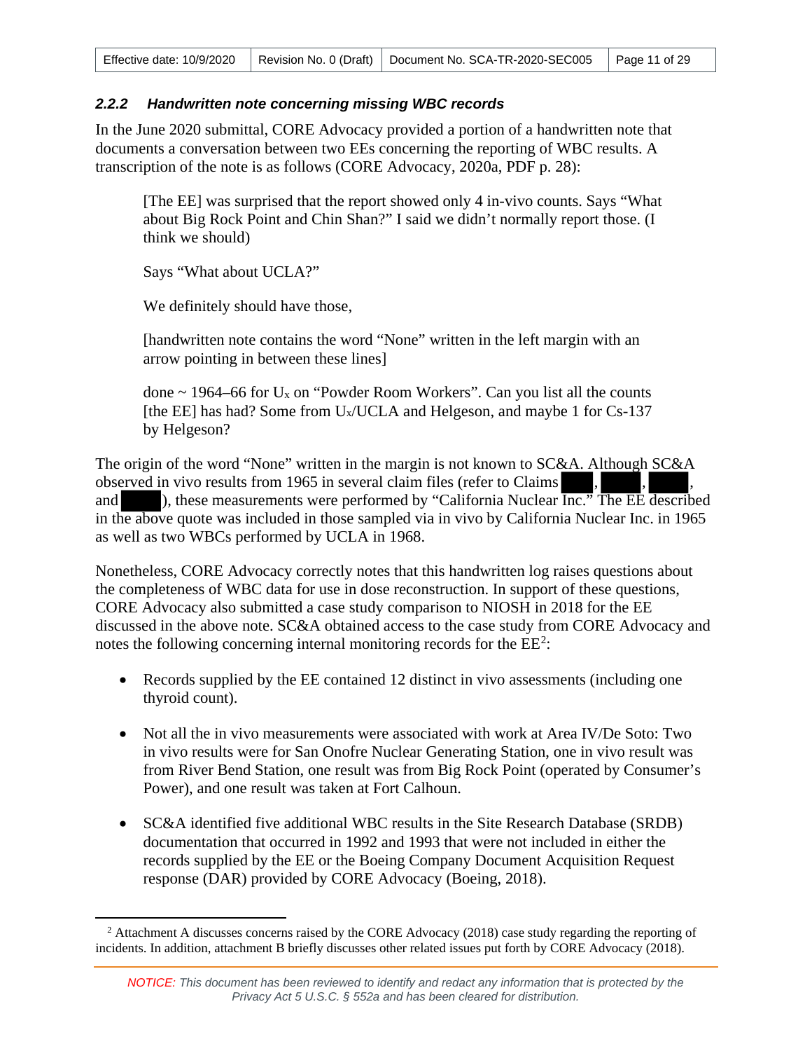### 2.2.2 Handwritten note concerning missing WBC records

In the June 2020 submittal, CORE Advocacy provided a portion of a handwritten note that documents a conversation between two EEs concerning the reporting of WBC results. A transcription of the note is as follows (CORE Advocacy, 2020a, PDF p. 28):

> [The EE] was surprised that the report showed only 4 in-vivo counts. Says "What about Big Rock Point and Chin Shan?" I said we didn't normally report those. (I think we should)
>
> Says "What about UCLA?"
>
> We definitely should have those,
>
> [handwritten note contains the word "None" written in the left margin with an arrow pointing in between these lines]
>
> done ~ 1964–66 for $U_x$ on "Powder Room Workers". Can you list all the counts [the EE] has had? Some from $U_x$/UCLA and Helgeson, and maybe 1 for Cs-137 by Helgeson?

The origin of the word "None" written in the margin is not known to SC&A. Although SC&A observed in vivo results from 1965 in several claim files (refer to Claims ████, ████, ████, and ████), these measurements were performed by "California Nuclear Inc." The EE described in the above quote was included in those sampled via in vivo by California Nuclear Inc. in 1965 as well as two WBCs performed by UCLA in 1968.

Nonetheless, CORE Advocacy correctly notes that this handwritten log raises questions about the completeness of WBC data for use in dose reconstruction. In support of these questions, CORE Advocacy also submitted a case study comparison to NIOSH in 2018 for the EE discussed in the above note. SC&A obtained access to the case study from CORE Advocacy and notes the following concerning internal monitoring records for the EE[2]:

- Records supplied by the EE contained 12 distinct in vivo assessments (including one thyroid count).
- Not all the in vivo measurements were associated with work at Area IV/De Soto: Two in vivo results were for San Onofre Nuclear Generating Station, one in vivo result was from River Bend Station, one result was from Big Rock Point (operated by Consumer's Power), and one result was taken at Fort Calhoun.
- SC&A identified five additional WBC results in the Site Research Database (SRDB) documentation that occurred in 1992 and 1993 that were not included in either the records supplied by the EE or the Boeing Company Document Acquisition Request response (DAR) provided by CORE Advocacy (Boeing, 2018).

[2] Attachment A discusses concerns raised by the CORE Advocacy (2018) case study regarding the reporting of incidents. In addition, attachment B briefly discusses other related issues put forth by CORE Advocacy (2018).

*NOTICE: This document has been reviewed to identify and redact any information that is protected by the Privacy Act 5 U.S.C. § 552a and has been cleared for distribution.*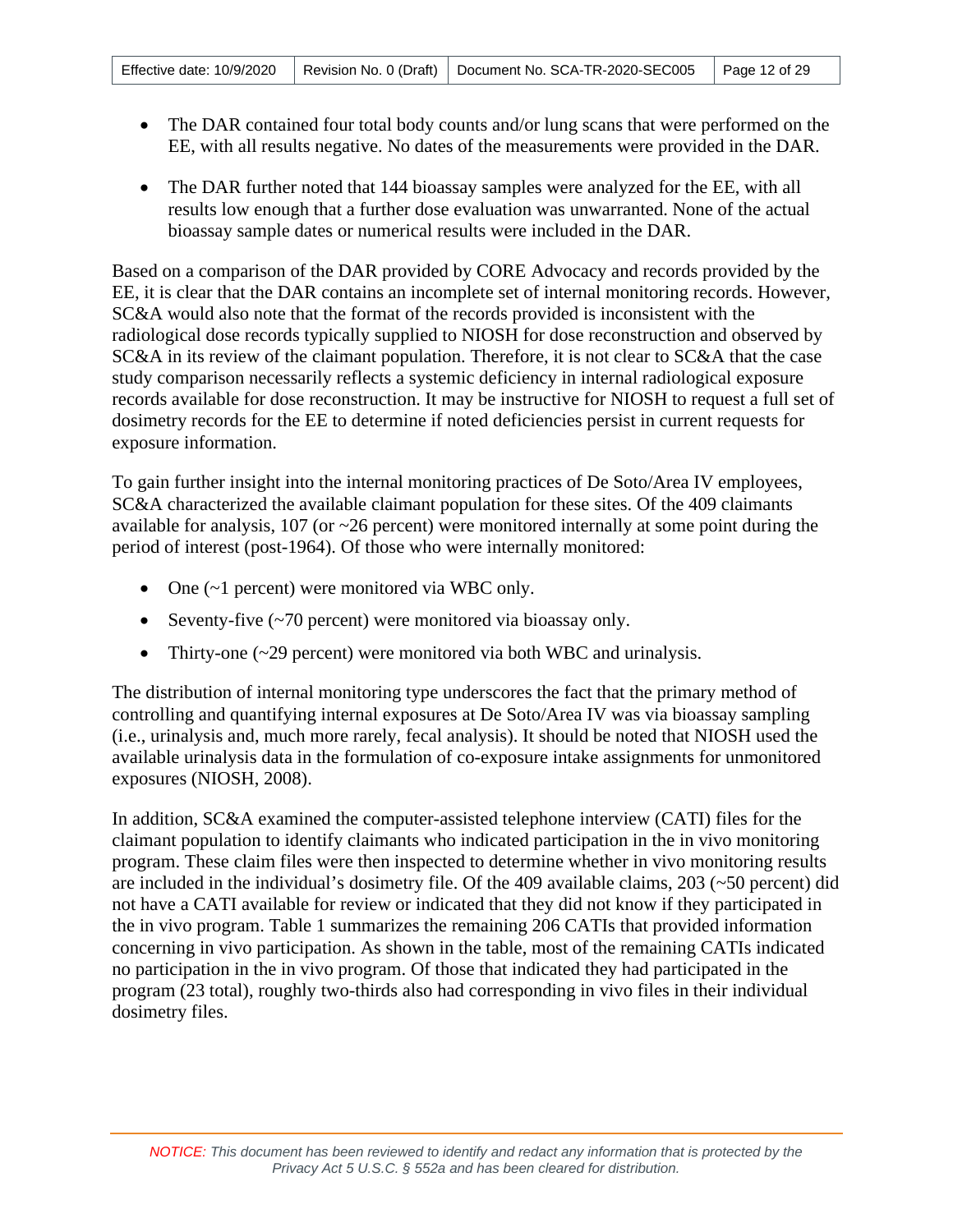- The DAR contained four total body counts and/or lung scans that were performed on the EE, with all results negative. No dates of the measurements were provided in the DAR.
- The DAR further noted that 144 bioassay samples were analyzed for the EE, with all results low enough that a further dose evaluation was unwarranted. None of the actual bioassay sample dates or numerical results were included in the DAR.

Based on a comparison of the DAR provided by CORE Advocacy and records provided by the EE, it is clear that the DAR contains an incomplete set of internal monitoring records. However, SC&A would also note that the format of the records provided is inconsistent with the radiological dose records typically supplied to NIOSH for dose reconstruction and observed by SC&A in its review of the claimant population. Therefore, it is not clear to SC&A that the case study comparison necessarily reflects a systemic deficiency in internal radiological exposure records available for dose reconstruction. It may be instructive for NIOSH to request a full set of dosimetry records for the EE to determine if noted deficiencies persist in current requests for exposure information.

To gain further insight into the internal monitoring practices of De Soto/Area IV employees, SC&A characterized the available claimant population for these sites. Of the 409 claimants available for analysis, 107 (or ~26 percent) were monitored internally at some point during the period of interest (post-1964). Of those who were internally monitored:

- One (~1 percent) were monitored via WBC only.
- Seventy-five (~70 percent) were monitored via bioassay only.
- Thirty-one (~29 percent) were monitored via both WBC and urinalysis.

The distribution of internal monitoring type underscores the fact that the primary method of controlling and quantifying internal exposures at De Soto/Area IV was via bioassay sampling (i.e., urinalysis and, much more rarely, fecal analysis). It should be noted that NIOSH used the available urinalysis data in the formulation of co-exposure intake assignments for unmonitored exposures (NIOSH, 2008).

In addition, SC&A examined the computer-assisted telephone interview (CATI) files for the claimant population to identify claimants who indicated participation in the in vivo monitoring program. These claim files were then inspected to determine whether in vivo monitoring results are included in the individual's dosimetry file. Of the 409 available claims, 203 (~50 percent) did not have a CATI available for review or indicated that they did not know if they participated in the in vivo program. Table 1 summarizes the remaining 206 CATIs that provided information concerning in vivo participation. As shown in the table, most of the remaining CATIs indicated no participation in the in vivo program. Of those that indicated they had participated in the program (23 total), roughly two-thirds also had corresponding in vivo files in their individual dosimetry files.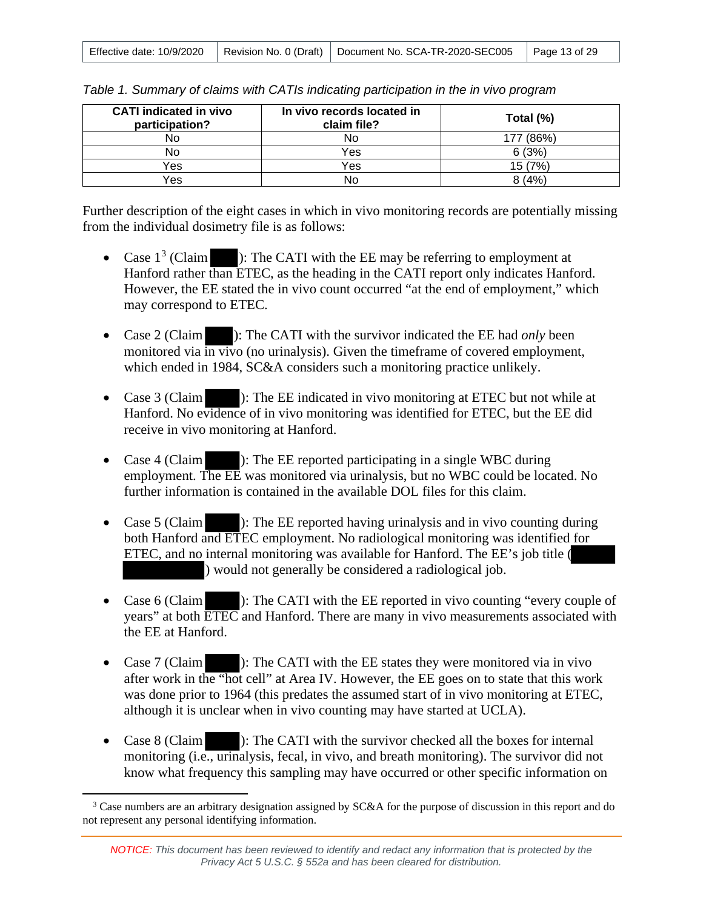*Table 1. Summary of claims with CATIs indicating participation in the in vivo program*

| CATI indicated in vivo participation? | In vivo records located in claim file? | Total (%) |
|---|---|---|
| No | No | 177 (86%) |
| No | Yes | 6 (3%) |
| Yes | Yes | 15 (7%) |
| Yes | No | 8 (4%) |

Further description of the eight cases in which in vivo monitoring records are potentially missing from the individual dosimetry file is as follows:

- Case 1[3] (Claim ████): The CATI with the EE may be referring to employment at Hanford rather than ETEC, as the heading in the CATI report only indicates Hanford. However, the EE stated the in vivo count occurred "at the end of employment," which may correspond to ETEC.

- Case 2 (Claim ████): The CATI with the survivor indicated the EE had *only* been monitored via in vivo (no urinalysis). Given the timeframe of covered employment, which ended in 1984, SC&A considers such a monitoring practice unlikely.

- Case 3 (Claim ████): The EE indicated in vivo monitoring at ETEC but not while at Hanford. No evidence of in vivo monitoring was identified for ETEC, but the EE did receive in vivo monitoring at Hanford.

- Case 4 (Claim ████): The EE reported participating in a single WBC during employment. The EE was monitored via urinalysis, but no WBC could be located. No further information is contained in the available DOL files for this claim.

- Case 5 (Claim ████): The EE reported having urinalysis and in vivo counting during both Hanford and ETEC employment. No radiological monitoring was identified for ETEC, and no internal monitoring was available for Hanford. The EE's job title (████ ████) would not generally be considered a radiological job.

- Case 6 (Claim ████): The CATI with the EE reported in vivo counting "every couple of years" at both ETEC and Hanford. There are many in vivo measurements associated with the EE at Hanford.

- Case 7 (Claim ████): The CATI with the EE states they were monitored via in vivo after work in the "hot cell" at Area IV. However, the EE goes on to state that this work was done prior to 1964 (this predates the assumed start of in vivo monitoring at ETEC, although it is unclear when in vivo counting may have started at UCLA).

- Case 8 (Claim ████): The CATI with the survivor checked all the boxes for internal monitoring (i.e., urinalysis, fecal, in vivo, and breath monitoring). The survivor did not know what frequency this sampling may have occurred or other specific information on

[3] Case numbers are an arbitrary designation assigned by SC&A for the purpose of discussion in this report and do not represent any personal identifying information.

*NOTICE: This document has been reviewed to identify and redact any information that is protected by the Privacy Act 5 U.S.C. § 552a and has been cleared for distribution.*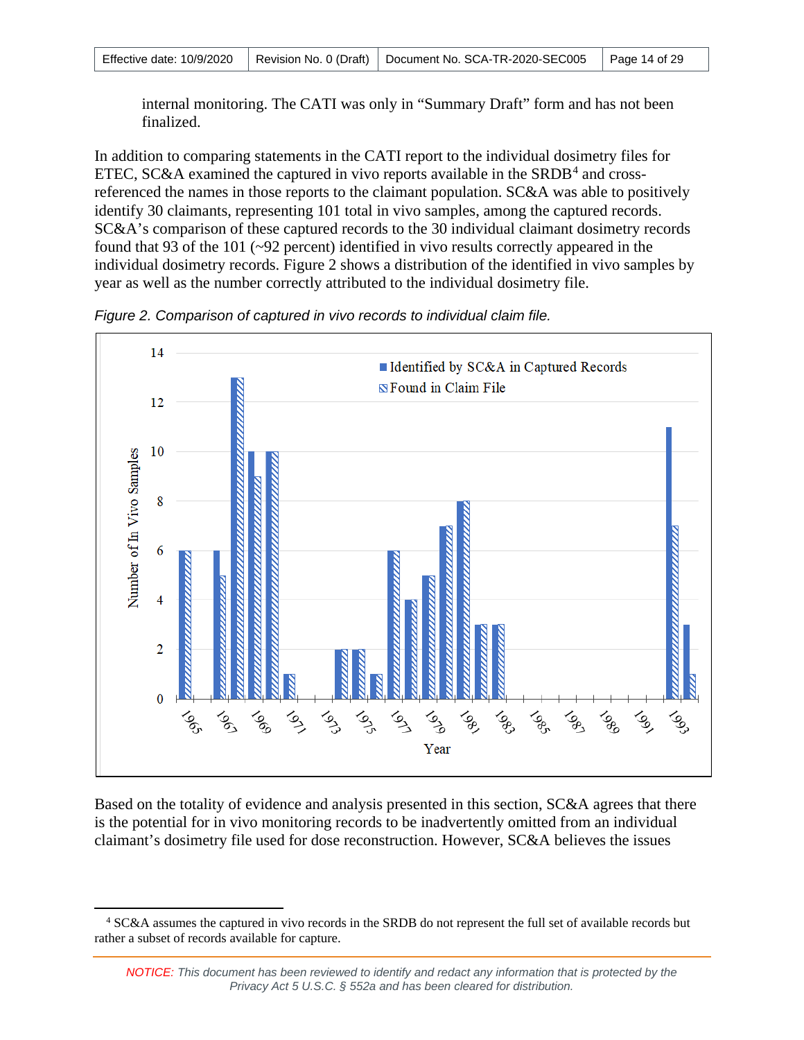internal monitoring. The CATI was only in "Summary Draft" form and has not been finalized.

In addition to comparing statements in the CATI report to the individual dosimetry files for ETEC, SC&A examined the captured in vivo reports available in the SRDB[4] and cross-referenced the names in those reports to the claimant population. SC&A was able to positively identify 30 claimants, representing 101 total in vivo samples, among the captured records. SC&A's comparison of these captured records to the 30 individual claimant dosimetry records found that 93 of the 101 (~92 percent) identified in vivo results correctly appeared in the individual dosimetry records. Figure 2 shows a distribution of the identified in vivo samples by year as well as the number correctly attributed to the individual dosimetry file.

*Figure 2. Comparison of captured in vivo records to individual claim file.*

Based on the totality of evidence and analysis presented in this section, SC&A agrees that there is the potential for in vivo monitoring records to be inadvertently omitted from an individual claimant's dosimetry file used for dose reconstruction. However, SC&A believes the issues

[4] SC&A assumes the captured in vivo records in the SRDB do not represent the full set of available records but rather a subset of records available for capture.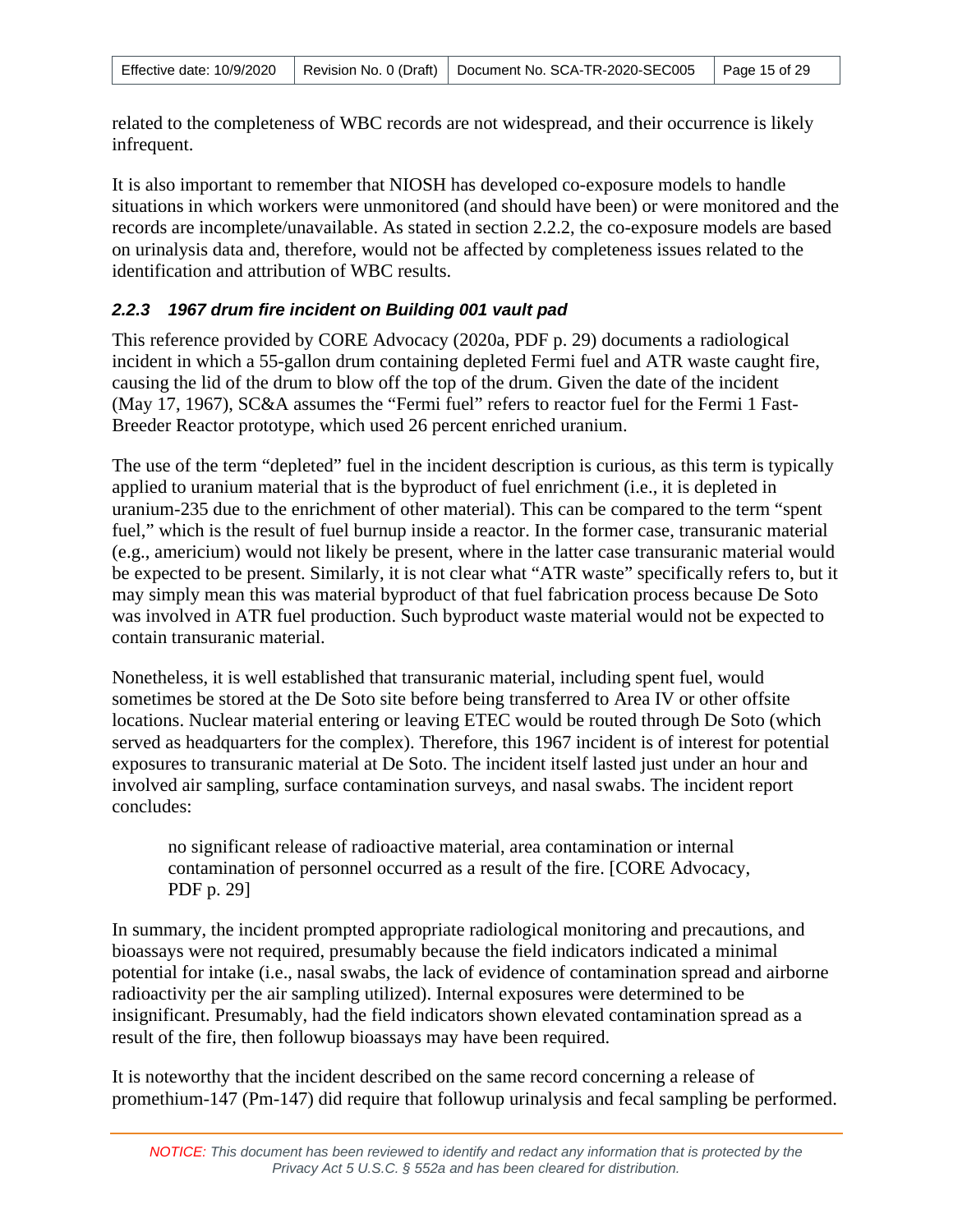related to the completeness of WBC records are not widespread, and their occurrence is likely infrequent.

It is also important to remember that NIOSH has developed co-exposure models to handle situations in which workers were unmonitored (and should have been) or were monitored and the records are incomplete/unavailable. As stated in section 2.2.2, the co-exposure models are based on urinalysis data and, therefore, would not be affected by completeness issues related to the identification and attribution of WBC results.

### *2.2.3 1967 drum fire incident on Building 001 vault pad*

This reference provided by CORE Advocacy (2020a, PDF p. 29) documents a radiological incident in which a 55-gallon drum containing depleted Fermi fuel and ATR waste caught fire, causing the lid of the drum to blow off the top of the drum. Given the date of the incident (May 17, 1967), SC&A assumes the "Fermi fuel" refers to reactor fuel for the Fermi 1 Fast-Breeder Reactor prototype, which used 26 percent enriched uranium.

The use of the term "depleted" fuel in the incident description is curious, as this term is typically applied to uranium material that is the byproduct of fuel enrichment (i.e., it is depleted in uranium-235 due to the enrichment of other material). This can be compared to the term "spent fuel," which is the result of fuel burnup inside a reactor. In the former case, transuranic material (e.g., americium) would not likely be present, where in the latter case transuranic material would be expected to be present. Similarly, it is not clear what "ATR waste" specifically refers to, but it may simply mean this was material byproduct of that fuel fabrication process because De Soto was involved in ATR fuel production. Such byproduct waste material would not be expected to contain transuranic material.

Nonetheless, it is well established that transuranic material, including spent fuel, would sometimes be stored at the De Soto site before being transferred to Area IV or other offsite locations. Nuclear material entering or leaving ETEC would be routed through De Soto (which served as headquarters for the complex). Therefore, this 1967 incident is of interest for potential exposures to transuranic material at De Soto. The incident itself lasted just under an hour and involved air sampling, surface contamination surveys, and nasal swabs. The incident report concludes:

> no significant release of radioactive material, area contamination or internal contamination of personnel occurred as a result of the fire. [CORE Advocacy, PDF p. 29]

In summary, the incident prompted appropriate radiological monitoring and precautions, and bioassays were not required, presumably because the field indicators indicated a minimal potential for intake (i.e., nasal swabs, the lack of evidence of contamination spread and airborne radioactivity per the air sampling utilized). Internal exposures were determined to be insignificant. Presumably, had the field indicators shown elevated contamination spread as a result of the fire, then followup bioassays may have been required.

It is noteworthy that the incident described on the same record concerning a release of promethium-147 (Pm-147) did require that followup urinalysis and fecal sampling be performed.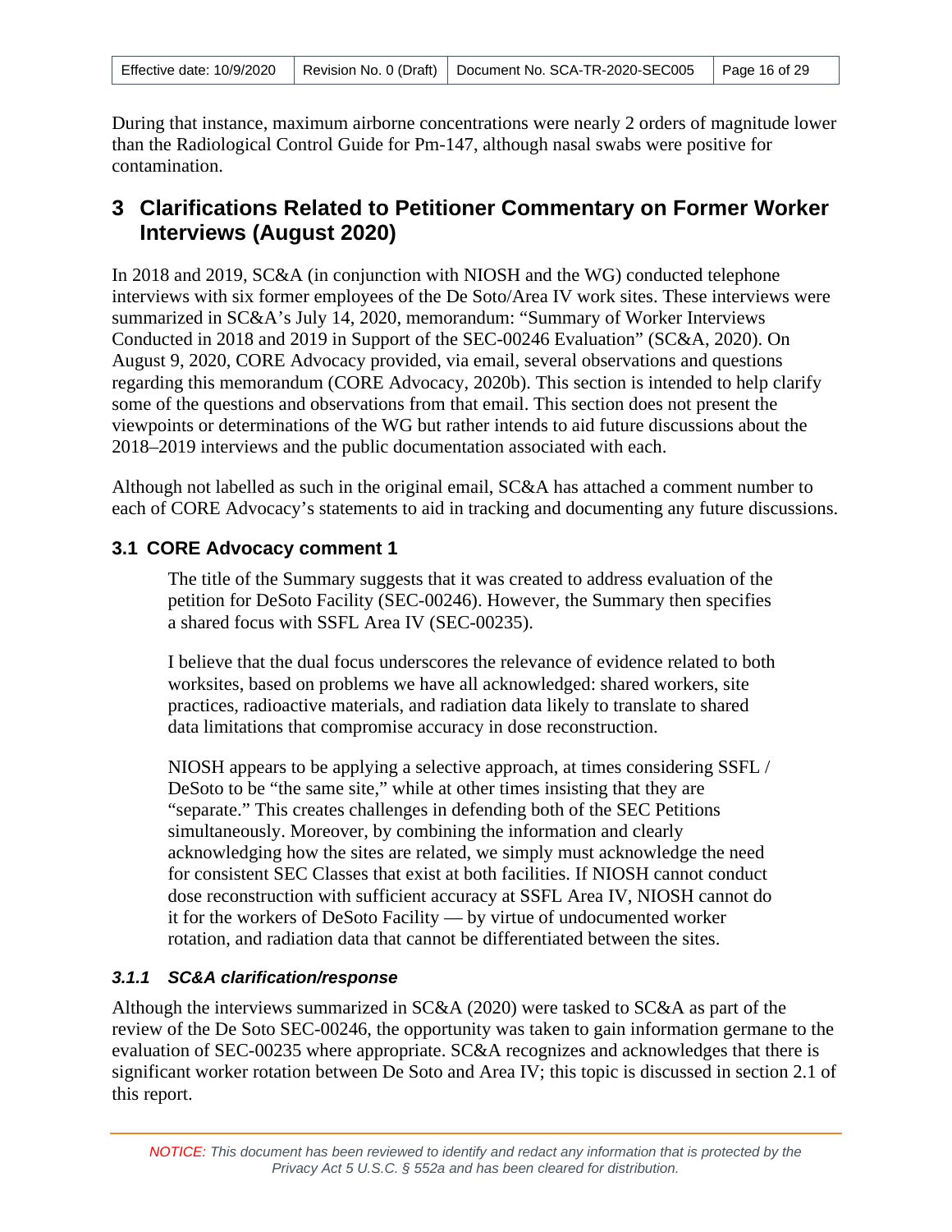During that instance, maximum airborne concentrations were nearly 2 orders of magnitude lower than the Radiological Control Guide for Pm-147, although nasal swabs were positive for contamination.

# 3 Clarifications Related to Petitioner Commentary on Former Worker Interviews (August 2020)

In 2018 and 2019, SC&A (in conjunction with NIOSH and the WG) conducted telephone interviews with six former employees of the De Soto/Area IV work sites. These interviews were summarized in SC&A's July 14, 2020, memorandum: "Summary of Worker Interviews Conducted in 2018 and 2019 in Support of the SEC-00246 Evaluation" (SC&A, 2020). On August 9, 2020, CORE Advocacy provided, via email, several observations and questions regarding this memorandum (CORE Advocacy, 2020b). This section is intended to help clarify some of the questions and observations from that email. This section does not present the viewpoints or determinations of the WG but rather intends to aid future discussions about the 2018–2019 interviews and the public documentation associated with each.

Although not labelled as such in the original email, SC&A has attached a comment number to each of CORE Advocacy's statements to aid in tracking and documenting any future discussions.

## 3.1 CORE Advocacy comment 1

> The title of the Summary suggests that it was created to address evaluation of the petition for DeSoto Facility (SEC-00246). However, the Summary then specifies a shared focus with SSFL Area IV (SEC-00235).
>
> I believe that the dual focus underscores the relevance of evidence related to both worksites, based on problems we have all acknowledged: shared workers, site practices, radioactive materials, and radiation data likely to translate to shared data limitations that compromise accuracy in dose reconstruction.
>
> NIOSH appears to be applying a selective approach, at times considering SSFL / DeSoto to be "the same site," while at other times insisting that they are "separate." This creates challenges in defending both of the SEC Petitions simultaneously. Moreover, by combining the information and clearly acknowledging how the sites are related, we simply must acknowledge the need for consistent SEC Classes that exist at both facilities. If NIOSH cannot conduct dose reconstruction with sufficient accuracy at SSFL Area IV, NIOSH cannot do it for the workers of DeSoto Facility — by virtue of undocumented worker rotation, and radiation data that cannot be differentiated between the sites.

### *3.1.1 SC&A clarification/response*

Although the interviews summarized in SC&A (2020) were tasked to SC&A as part of the review of the De Soto SEC-00246, the opportunity was taken to gain information germane to the evaluation of SEC-00235 where appropriate. SC&A recognizes and acknowledges that there is significant worker rotation between De Soto and Area IV; this topic is discussed in section 2.1 of this report.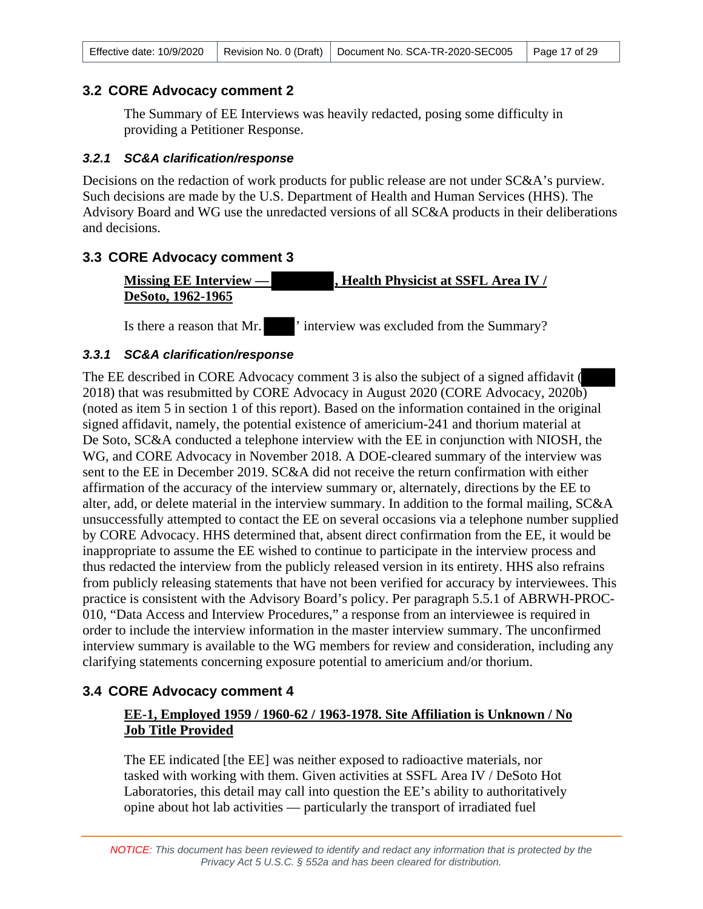## 3.2 CORE Advocacy comment 2

> The Summary of EE Interviews was heavily redacted, posing some difficulty in providing a Petitioner Response.

### *3.2.1 SC&A clarification/response*

Decisions on the redaction of work products for public release are not under SC&A's purview. Such decisions are made by the U.S. Department of Health and Human Services (HHS). The Advisory Board and WG use the unredacted versions of all SC&A products in their deliberations and decisions.

## 3.3 CORE Advocacy comment 3

> **Missing EE Interview — ████████, Health Physicist at SSFL Area IV / DeSoto, 1962-1965**
>
> Is there a reason that Mr. ████' interview was excluded from the Summary?

### *3.3.1 SC&A clarification/response*

The EE described in CORE Advocacy comment 3 is also the subject of a signed affidavit (████ 2018) that was resubmitted by CORE Advocacy in August 2020 (CORE Advocacy, 2020b) (noted as item 5 in section 1 of this report). Based on the information contained in the original signed affidavit, namely, the potential existence of americium-241 and thorium material at De Soto, SC&A conducted a telephone interview with the EE in conjunction with NIOSH, the WG, and CORE Advocacy in November 2018. A DOE-cleared summary of the interview was sent to the EE in December 2019. SC&A did not receive the return confirmation with either affirmation of the accuracy of the interview summary or, alternately, directions by the EE to alter, add, or delete material in the interview summary. In addition to the formal mailing, SC&A unsuccessfully attempted to contact the EE on several occasions via a telephone number supplied by CORE Advocacy. HHS determined that, absent direct confirmation from the EE, it would be inappropriate to assume the EE wished to continue to participate in the interview process and thus redacted the interview from the publicly released version in its entirety. HHS also refrains from publicly releasing statements that have not been verified for accuracy by interviewees. This practice is consistent with the Advisory Board's policy. Per paragraph 5.5.1 of ABRWH-PROC-010, "Data Access and Interview Procedures," a response from an interviewee is required in order to include the interview information in the master interview summary. The unconfirmed interview summary is available to the WG members for review and consideration, including any clarifying statements concerning exposure potential to americium and/or thorium.

## 3.4 CORE Advocacy comment 4

> **EE-1, Employed 1959 / 1960-62 / 1963-1978. Site Affiliation is Unknown / No Job Title Provided**
>
> The EE indicated [the EE] was neither exposed to radioactive materials, nor tasked with working with them. Given activities at SSFL Area IV / DeSoto Hot Laboratories, this detail may call into question the EE's ability to authoritatively opine about hot lab activities — particularly the transport of irradiated fuel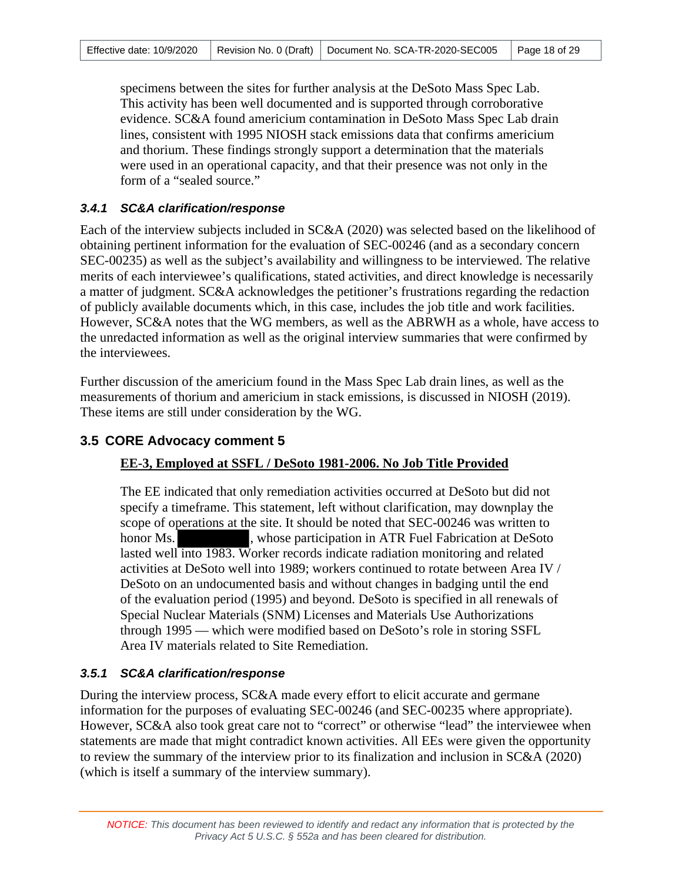specimens between the sites for further analysis at the DeSoto Mass Spec Lab. This activity has been well documented and is supported through corroborative evidence. SC&A found americium contamination in DeSoto Mass Spec Lab drain lines, consistent with 1995 NIOSH stack emissions data that confirms americium and thorium. These findings strongly support a determination that the materials were used in an operational capacity, and that their presence was not only in the form of a "sealed source."

### 3.4.1 SC&A clarification/response

Each of the interview subjects included in SC&A (2020) was selected based on the likelihood of obtaining pertinent information for the evaluation of SEC-00246 (and as a secondary concern SEC-00235) as well as the subject's availability and willingness to be interviewed. The relative merits of each interviewee's qualifications, stated activities, and direct knowledge is necessarily a matter of judgment. SC&A acknowledges the petitioner's frustrations regarding the redaction of publicly available documents which, in this case, includes the job title and work facilities. However, SC&A notes that the WG members, as well as the ABRWH as a whole, have access to the unredacted information as well as the original interview summaries that were confirmed by the interviewees.

Further discussion of the americium found in the Mass Spec Lab drain lines, as well as the measurements of thorium and americium in stack emissions, is discussed in NIOSH (2019). These items are still under consideration by the WG.

## 3.5 CORE Advocacy comment 5

**EE-3, Employed at SSFL / DeSoto 1981-2006. No Job Title Provided**

The EE indicated that only remediation activities occurred at DeSoto but did not specify a timeframe. This statement, left without clarification, may downplay the scope of operations at the site. It should be noted that SEC-00246 was written to honor Ms. [redacted], whose participation in ATR Fuel Fabrication at DeSoto lasted well into 1983. Worker records indicate radiation monitoring and related activities at DeSoto well into 1989; workers continued to rotate between Area IV / DeSoto on an undocumented basis and without changes in badging until the end of the evaluation period (1995) and beyond. DeSoto is specified in all renewals of Special Nuclear Materials (SNM) Licenses and Materials Use Authorizations through 1995 — which were modified based on DeSoto's role in storing SSFL Area IV materials related to Site Remediation.

### 3.5.1 SC&A clarification/response

During the interview process, SC&A made every effort to elicit accurate and germane information for the purposes of evaluating SEC-00246 (and SEC-00235 where appropriate). However, SC&A also took great care not to "correct" or otherwise "lead" the interviewee when statements are made that might contradict known activities. All EEs were given the opportunity to review the summary of the interview prior to its finalization and inclusion in SC&A (2020) (which is itself a summary of the interview summary).

*NOTICE: This document has been reviewed to identify and redact any information that is protected by the Privacy Act 5 U.S.C. § 552a and has been cleared for distribution.*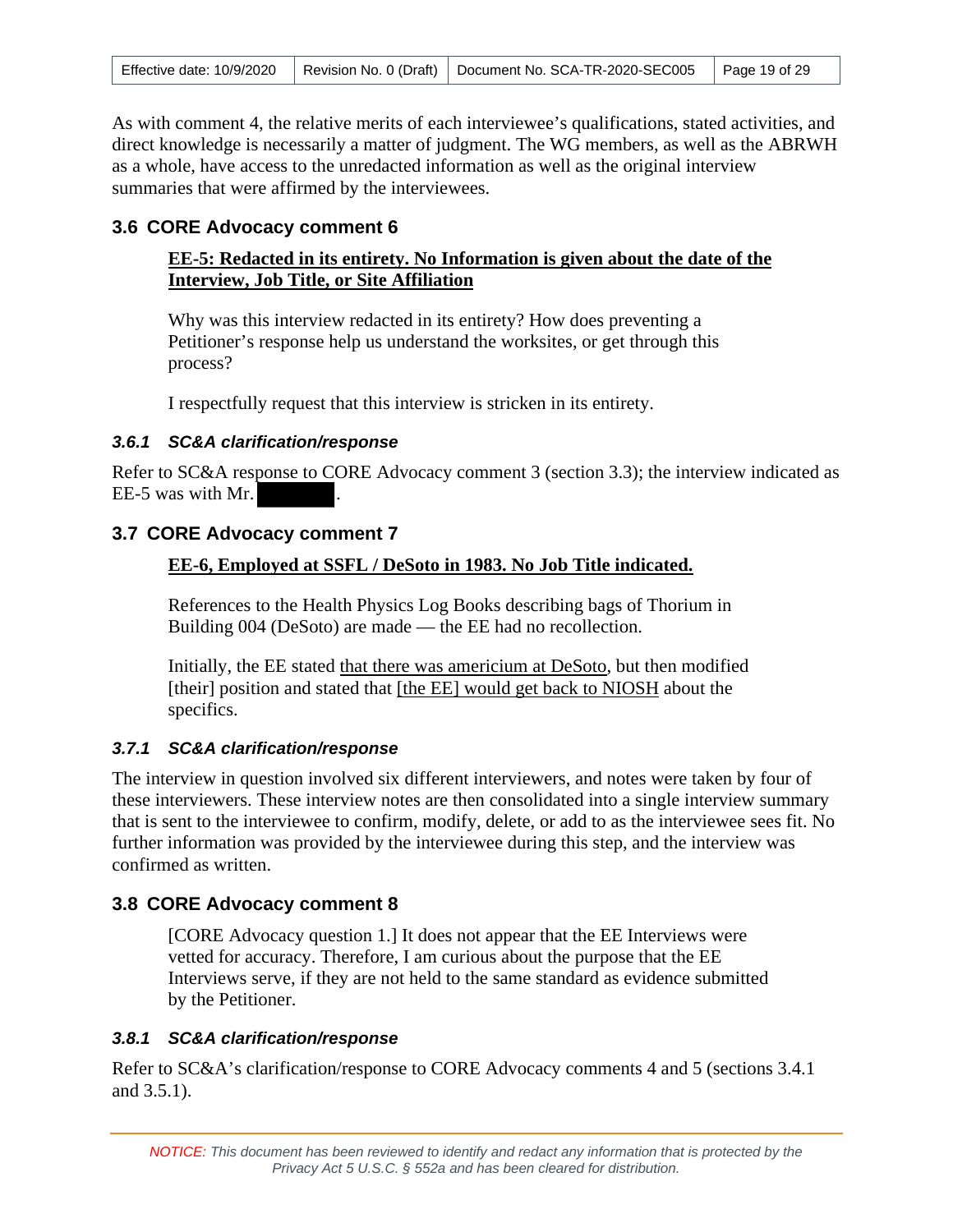As with comment 4, the relative merits of each interviewee's qualifications, stated activities, and direct knowledge is necessarily a matter of judgment. The WG members, as well as the ABRWH as a whole, have access to the unredacted information as well as the original interview summaries that were affirmed by the interviewees.

## 3.6 CORE Advocacy comment 6

> **<u>EE-5: Redacted in its entirety. No Information is given about the date of the Interview, Job Title, or Site Affiliation</u>**
>
> Why was this interview redacted in its entirety? How does preventing a Petitioner's response help us understand the worksites, or get through this process?
>
> I respectfully request that this interview is stricken in its entirety.

### *3.6.1 SC&A clarification/response*

Refer to SC&A response to CORE Advocacy comment 3 (section 3.3); the interview indicated as EE-5 was with Mr. [REDACTED].

## 3.7 CORE Advocacy comment 7

> **<u>EE-6, Employed at SSFL / DeSoto in 1983. No Job Title indicated.</u>**
>
> References to the Health Physics Log Books describing bags of Thorium in Building 004 (DeSoto) are made — the EE had no recollection.
>
> Initially, the EE stated <u>that there was americium at DeSoto</u>, but then modified [their] position and stated that <u>[the EE] would get back to NIOSH</u> about the specifics.

### *3.7.1 SC&A clarification/response*

The interview in question involved six different interviewers, and notes were taken by four of these interviewers. These interview notes are then consolidated into a single interview summary that is sent to the interviewee to confirm, modify, delete, or add to as the interviewee sees fit. No further information was provided by the interviewee during this step, and the interview was confirmed as written.

## 3.8 CORE Advocacy comment 8

> [CORE Advocacy question 1.] It does not appear that the EE Interviews were vetted for accuracy. Therefore, I am curious about the purpose that the EE Interviews serve, if they are not held to the same standard as evidence submitted by the Petitioner.

### *3.8.1 SC&A clarification/response*

Refer to SC&A's clarification/response to CORE Advocacy comments 4 and 5 (sections 3.4.1 and 3.5.1).

*NOTICE: This document has been reviewed to identify and redact any information that is protected by the Privacy Act 5 U.S.C. § 552a and has been cleared for distribution.*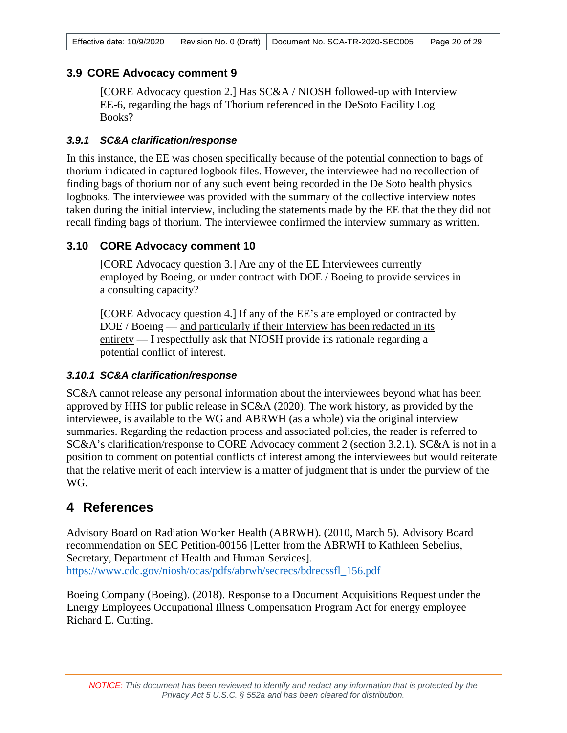## 3.9 CORE Advocacy comment 9

> [CORE Advocacy question 2.] Has SC&A / NIOSH followed-up with Interview EE-6, regarding the bags of Thorium referenced in the DeSoto Facility Log Books?

### *3.9.1 SC&A clarification/response*

In this instance, the EE was chosen specifically because of the potential connection to bags of thorium indicated in captured logbook files. However, the interviewee had no recollection of finding bags of thorium nor of any such event being recorded in the De Soto health physics logbooks. The interviewee was provided with the summary of the collective interview notes taken during the initial interview, including the statements made by the EE that the they did not recall finding bags of thorium. The interviewee confirmed the interview summary as written.

## 3.10 CORE Advocacy comment 10

> [CORE Advocacy question 3.] Are any of the EE Interviewees currently employed by Boeing, or under contract with DOE / Boeing to provide services in a consulting capacity?
>
> [CORE Advocacy question 4.] If any of the EE's are employed or contracted by DOE / Boeing — <u>and particularly if their Interview has been redacted in its entirety</u> — I respectfully ask that NIOSH provide its rationale regarding a potential conflict of interest.

### *3.10.1 SC&A clarification/response*

SC&A cannot release any personal information about the interviewees beyond what has been approved by HHS for public release in SC&A (2020). The work history, as provided by the interviewee, is available to the WG and ABRWH (as a whole) via the original interview summaries. Regarding the redaction process and associated policies, the reader is referred to SC&A's clarification/response to CORE Advocacy comment 2 (section 3.2.1). SC&A is not in a position to comment on potential conflicts of interest among the interviewees but would reiterate that the relative merit of each interview is a matter of judgment that is under the purview of the WG.

# 4 References

Advisory Board on Radiation Worker Health (ABRWH). (2010, March 5). Advisory Board recommendation on SEC Petition-00156 [Letter from the ABRWH to Kathleen Sebelius, Secretary, Department of Health and Human Services]. https://www.cdc.gov/niosh/ocas/pdfs/abrwh/secrecs/bdrecssfl_156.pdf

Boeing Company (Boeing). (2018). Response to a Document Acquisitions Request under the Energy Employees Occupational Illness Compensation Program Act for energy employee Richard E. Cutting.

*NOTICE: This document has been reviewed to identify and redact any information that is protected by the Privacy Act 5 U.S.C. § 552a and has been cleared for distribution.*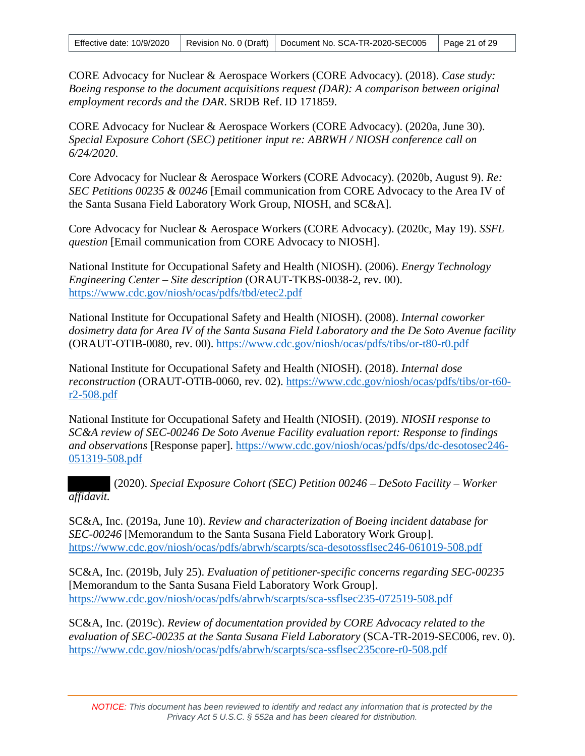CORE Advocacy for Nuclear & Aerospace Workers (CORE Advocacy). (2018). *Case study: Boeing response to the document acquisitions request (DAR): A comparison between original employment records and the DAR*. SRDB Ref. ID 171859.

CORE Advocacy for Nuclear & Aerospace Workers (CORE Advocacy). (2020a, June 30). *Special Exposure Cohort (SEC) petitioner input re: ABRWH / NIOSH conference call on 6/24/2020*.

Core Advocacy for Nuclear & Aerospace Workers (CORE Advocacy). (2020b, August 9). *Re: SEC Petitions 00235 & 00246* [Email communication from CORE Advocacy to the Area IV of the Santa Susana Field Laboratory Work Group, NIOSH, and SC&A].

Core Advocacy for Nuclear & Aerospace Workers (CORE Advocacy). (2020c, May 19). *SSFL question* [Email communication from CORE Advocacy to NIOSH].

National Institute for Occupational Safety and Health (NIOSH). (2006). *Energy Technology Engineering Center – Site description* (ORAUT-TKBS-0038-2, rev. 00). https://www.cdc.gov/niosh/ocas/pdfs/tbd/etec2.pdf

National Institute for Occupational Safety and Health (NIOSH). (2008). *Internal coworker dosimetry data for Area IV of the Santa Susana Field Laboratory and the De Soto Avenue facility* (ORAUT-OTIB-0080, rev. 00). https://www.cdc.gov/niosh/ocas/pdfs/tibs/or-t80-r0.pdf

National Institute for Occupational Safety and Health (NIOSH). (2018). *Internal dose reconstruction* (ORAUT-OTIB-0060, rev. 02). https://www.cdc.gov/niosh/ocas/pdfs/tibs/or-t60-r2-508.pdf

National Institute for Occupational Safety and Health (NIOSH). (2019). *NIOSH response to SC&A review of SEC-00246 De Soto Avenue Facility evaluation report: Response to findings and observations* [Response paper]. https://www.cdc.gov/niosh/ocas/pdfs/dps/dc-desotosec246-051319-508.pdf

[REDACTED] (2020). *Special Exposure Cohort (SEC) Petition 00246 – DeSoto Facility – Worker affidavit.*

SC&A, Inc. (2019a, June 10). *Review and characterization of Boeing incident database for SEC-00246* [Memorandum to the Santa Susana Field Laboratory Work Group]. https://www.cdc.gov/niosh/ocas/pdfs/abrwh/scarpts/sca-desotossflsec246-061019-508.pdf

SC&A, Inc. (2019b, July 25). *Evaluation of petitioner-specific concerns regarding SEC-00235* [Memorandum to the Santa Susana Field Laboratory Work Group]. https://www.cdc.gov/niosh/ocas/pdfs/abrwh/scarpts/sca-ssflsec235-072519-508.pdf

SC&A, Inc. (2019c). *Review of documentation provided by CORE Advocacy related to the evaluation of SEC-00235 at the Santa Susana Field Laboratory* (SCA-TR-2019-SEC006, rev. 0). https://www.cdc.gov/niosh/ocas/pdfs/abrwh/scarpts/sca-ssflsec235core-r0-508.pdf

*NOTICE: This document has been reviewed to identify and redact any information that is protected by the Privacy Act 5 U.S.C. § 552a and has been cleared for distribution.*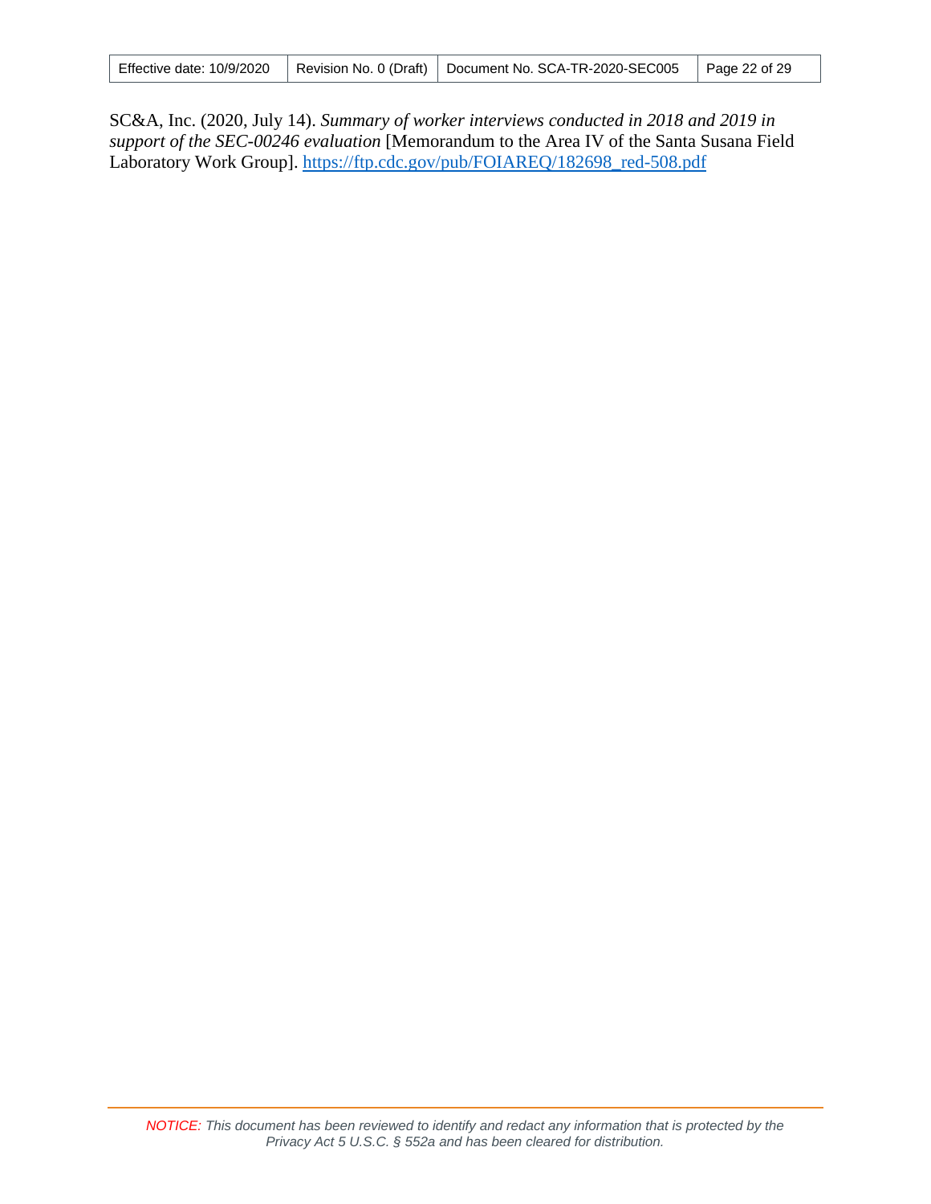SC&A, Inc. (2020, July 14). *Summary of worker interviews conducted in 2018 and 2019 in support of the SEC-00246 evaluation* [Memorandum to the Area IV of the Santa Susana Field Laboratory Work Group]. https://ftp.cdc.gov/pub/FOIAREQ/182698_red-508.pdf

*NOTICE: This document has been reviewed to identify and redact any information that is protected by the Privacy Act 5 U.S.C. § 552a and has been cleared for distribution.*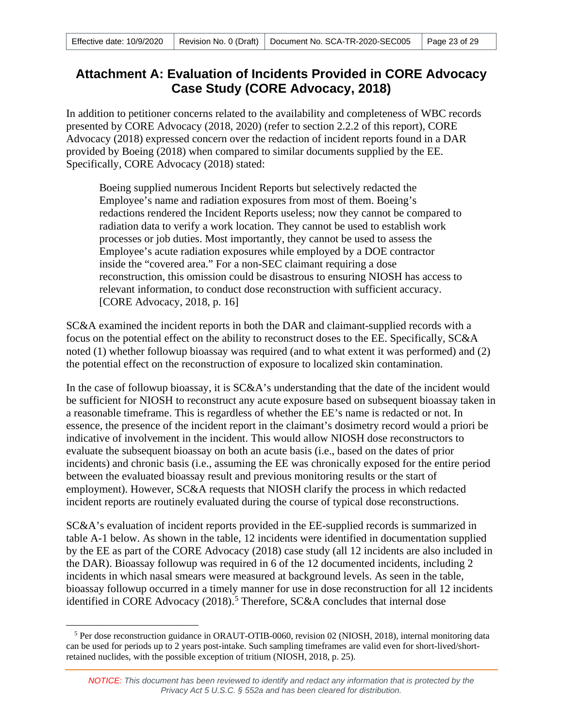# Attachment A: Evaluation of Incidents Provided in CORE Advocacy Case Study (CORE Advocacy, 2018)

In addition to petitioner concerns related to the availability and completeness of WBC records presented by CORE Advocacy (2018, 2020) (refer to section 2.2.2 of this report), CORE Advocacy (2018) expressed concern over the redaction of incident reports found in a DAR provided by Boeing (2018) when compared to similar documents supplied by the EE. Specifically, CORE Advocacy (2018) stated:

> Boeing supplied numerous Incident Reports but selectively redacted the Employee's name and radiation exposures from most of them. Boeing's redactions rendered the Incident Reports useless; now they cannot be compared to radiation data to verify a work location. They cannot be used to establish work processes or job duties. Most importantly, they cannot be used to assess the Employee's acute radiation exposures while employed by a DOE contractor inside the "covered area." For a non-SEC claimant requiring a dose reconstruction, this omission could be disastrous to ensuring NIOSH has access to relevant information, to conduct dose reconstruction with sufficient accuracy. [CORE Advocacy, 2018, p. 16]

SC&A examined the incident reports in both the DAR and claimant-supplied records with a focus on the potential effect on the ability to reconstruct doses to the EE. Specifically, SC&A noted (1) whether followup bioassay was required (and to what extent it was performed) and (2) the potential effect on the reconstruction of exposure to localized skin contamination.

In the case of followup bioassay, it is SC&A's understanding that the date of the incident would be sufficient for NIOSH to reconstruct any acute exposure based on subsequent bioassay taken in a reasonable timeframe. This is regardless of whether the EE's name is redacted or not. In essence, the presence of the incident report in the claimant's dosimetry record would a priori be indicative of involvement in the incident. This would allow NIOSH dose reconstructors to evaluate the subsequent bioassay on both an acute basis (i.e., based on the dates of prior incidents) and chronic basis (i.e., assuming the EE was chronically exposed for the entire period between the evaluated bioassay result and previous monitoring results or the start of employment). However, SC&A requests that NIOSH clarify the process in which redacted incident reports are routinely evaluated during the course of typical dose reconstructions.

SC&A's evaluation of incident reports provided in the EE-supplied records is summarized in table A-1 below. As shown in the table, 12 incidents were identified in documentation supplied by the EE as part of the CORE Advocacy (2018) case study (all 12 incidents are also included in the DAR). Bioassay followup was required in 6 of the 12 documented incidents, including 2 incidents in which nasal smears were measured at background levels. As seen in the table, bioassay followup occurred in a timely manner for use in dose reconstruction for all 12 incidents identified in CORE Advocacy (2018).[5] Therefore, SC&A concludes that internal dose

[5] Per dose reconstruction guidance in ORAUT-OTIB-0060, revision 02 (NIOSH, 2018), internal monitoring data can be used for periods up to 2 years post-intake. Such sampling timeframes are valid even for short-lived/short-retained nuclides, with the possible exception of tritium (NIOSH, 2018, p. 25).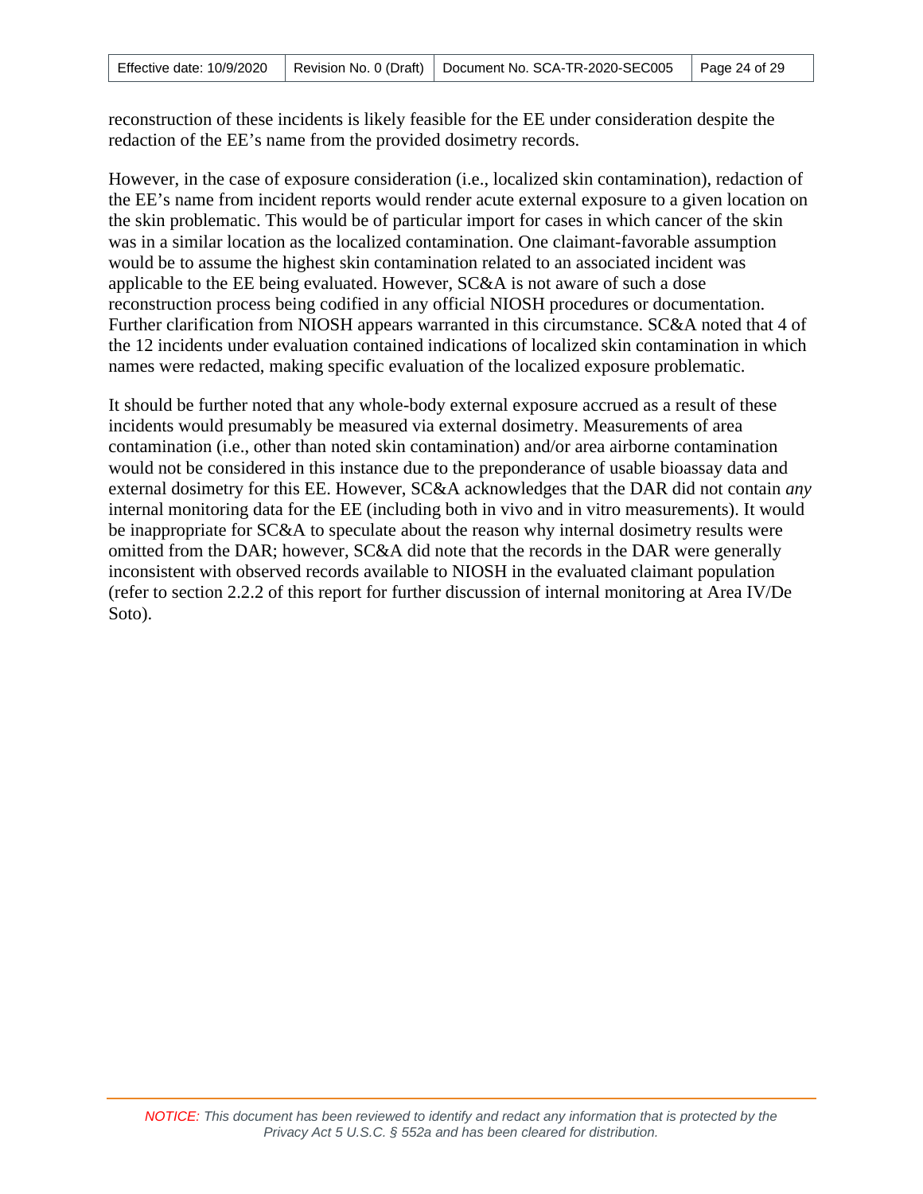reconstruction of these incidents is likely feasible for the EE under consideration despite the redaction of the EE's name from the provided dosimetry records.

However, in the case of exposure consideration (i.e., localized skin contamination), redaction of the EE's name from incident reports would render acute external exposure to a given location on the skin problematic. This would be of particular import for cases in which cancer of the skin was in a similar location as the localized contamination. One claimant-favorable assumption would be to assume the highest skin contamination related to an associated incident was applicable to the EE being evaluated. However, SC&A is not aware of such a dose reconstruction process being codified in any official NIOSH procedures or documentation. Further clarification from NIOSH appears warranted in this circumstance. SC&A noted that 4 of the 12 incidents under evaluation contained indications of localized skin contamination in which names were redacted, making specific evaluation of the localized exposure problematic.

It should be further noted that any whole-body external exposure accrued as a result of these incidents would presumably be measured via external dosimetry. Measurements of area contamination (i.e., other than noted skin contamination) and/or area airborne contamination would not be considered in this instance due to the preponderance of usable bioassay data and external dosimetry for this EE. However, SC&A acknowledges that the DAR did not contain *any* internal monitoring data for the EE (including both in vivo and in vitro measurements). It would be inappropriate for SC&A to speculate about the reason why internal dosimetry results were omitted from the DAR; however, SC&A did note that the records in the DAR were generally inconsistent with observed records available to NIOSH in the evaluated claimant population (refer to section 2.2.2 of this report for further discussion of internal monitoring at Area IV/De Soto).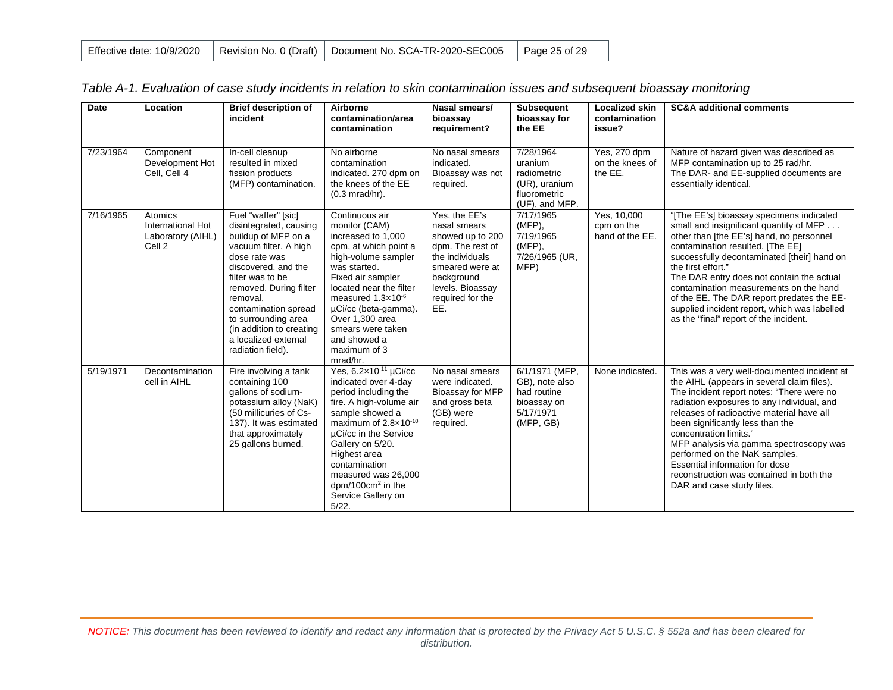*Table A-1. Evaluation of case study incidents in relation to skin contamination issues and subsequent bioassay monitoring*

| Date | Location | Brief description of incident | Airborne contamination/area contamination | Nasal smears/ bioassay requirement? | Subsequent bioassay for the EE | Localized skin contamination issue? | SC&A additional comments |
|---|---|---|---|---|---|---|---|
| 7/23/1964 | Component Development Hot Cell, Cell 4 | In-cell cleanup resulted in mixed fission products (MFP) contamination. | No airborne contamination indicated. 270 dpm on the knees of the EE (0.3 mrad/hr). | No nasal smears indicated. Bioassay was not required. | 7/28/1964 uranium radiometric (UR), uranium fluorometric (UF), and MFP. | Yes, 270 dpm on the knees of the EE. | Nature of hazard given was described as MFP contamination up to 25 rad/hr. The DAR- and EE-supplied documents are essentially identical. |
| 7/16/1965 | Atomics International Hot Laboratory (AIHL) Cell 2 | Fuel "waffer" [sic] disintegrated, causing buildup of MFP on a vacuum filter. A high dose rate was discovered, and the filter was to be removed. During filter removal, contamination spread to surrounding area (in addition to creating a localized external radiation field). | Continuous air monitor (CAM) increased to 1,000 cpm, at which point a high-volume sampler was started. Fixed air sampler located near the filter measured $1.3\times10^{-6}$ µCi/cc (beta-gamma). Over 1,300 area smears were taken and showed a maximum of 3 mrad/hr. | Yes, the EE's nasal smears showed up to 200 dpm. The rest of the individuals smeared were at background levels. Bioassay required for the EE. | 7/17/1965 (MFP), 7/19/1965 (MFP), 7/26/1965 (UR, MFP) | Yes, 10,000 cpm on the hand of the EE. | "[The EE's] bioassay specimens indicated small and insignificant quantity of MFP . . . other than [the EE's] hand, no personnel contamination resulted. [The EE] successfully decontaminated [their] hand on the first effort." The DAR entry does not contain the actual contamination measurements on the hand of the EE. The DAR report predates the EE-supplied incident report, which was labelled as the "final" report of the incident. |
| 5/19/1971 | Decontamination cell in AIHL | Fire involving a tank containing 100 gallons of sodium-potassium alloy (NaK) (50 millicuries of Cs-137). It was estimated that approximately 25 gallons burned. | Yes, $6.2\times10^{-11}$ µCi/cc indicated over 4-day period including the fire. A high-volume air sample showed a maximum of $2.8\times10^{-10}$ µCi/cc in the Service Gallery on 5/20. Highest area contamination measured was 26,000 dpm/100cm$^2$ in the Service Gallery on 5/22. | No nasal smears were indicated. Bioassay for MFP and gross beta (GB) were required. | 6/1/1971 (MFP, GB), note also had routine bioassay on 5/17/1971 (MFP, GB) | None indicated. | This was a very well-documented incident at the AIHL (appears in several claim files). The incident report notes: "There were no radiation exposures to any individual, and releases of radioactive material have all been significantly less than the concentration limits." MFP analysis via gamma spectroscopy was performed on the NaK samples. Essential information for dose reconstruction was contained in both the DAR and case study files. |

*NOTICE: This document has been reviewed to identify and redact any information that is protected by the Privacy Act 5 U.S.C. § 552a and has been cleared for distribution.*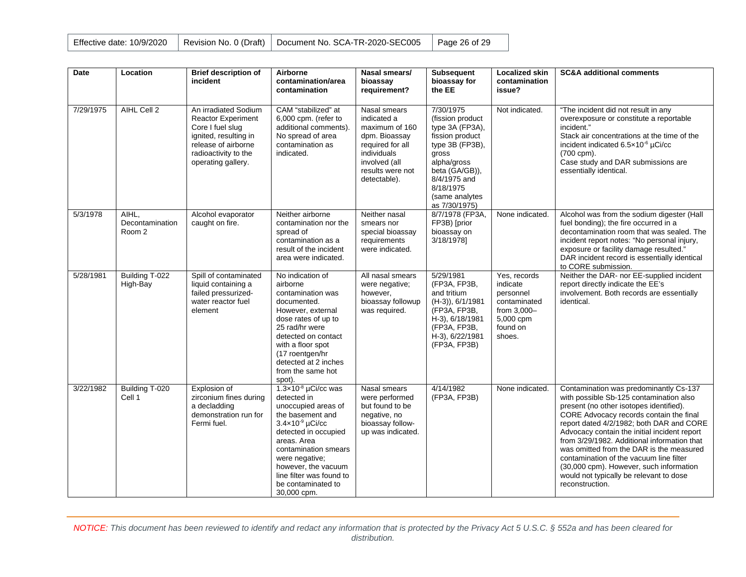| Date | Location | Brief description of incident | Airborne contamination/area contamination | Nasal smears/ bioassay requirement? | Subsequent bioassay for the EE | Localized skin contamination issue? | SC&A additional comments |
|---|---|---|---|---|---|---|---|
| 7/29/1975 | AIHL Cell 2 | An irradiated Sodium Reactor Experiment Core I fuel slug ignited, resulting in release of airborne radioactivity to the operating gallery. | CAM "stabilized" at 6,000 cpm. (refer to additional comments). No spread of area contamination as indicated. | Nasal smears indicated a maximum of 160 dpm. Bioassay required for all individuals involved (all results were not detectable). | 7/30/1975 (fission product type 3A (FP3A), fission product type 3B (FP3B), gross alpha/gross beta (GA/GB)), 8/4/1975 and 8/18/1975 (same analytes as 7/30/1975) | Not indicated. | "The incident did not result in any overexposure or constitute a reportable incident." Stack air concentrations at the time of the incident indicated $6.5\times10^{-6}$ µCi/cc (700 cpm). Case study and DAR submissions are essentially identical. |
| 5/3/1978 | AIHL, Decontamination Room 2 | Alcohol evaporator caught on fire. | Neither airborne contamination nor the spread of contamination as a result of the incident area were indicated. | Neither nasal smears nor special bioassay requirements were indicated. | 8/7/1978 (FP3A, FP3B) [prior bioassay on 3/18/1978] | None indicated. | Alcohol was from the sodium digester (Hall fuel bonding); the fire occurred in a decontamination room that was sealed. The incident report notes: "No personal injury, exposure or facility damage resulted." DAR incident record is essentially identical to CORE submission. |
| 5/28/1981 | Building T-022 High-Bay | Spill of contaminated liquid containing a failed pressurized-water reactor fuel element | No indication of airborne contamination was documented. However, external dose rates of up to 25 rad/hr were detected on contact with a floor spot (17 roentgen/hr detected at 2 inches from the same hot spot). | All nasal smears were negative; however, bioassay followup was required. | 5/29/1981 (FP3A, FP3B, and tritium (H-3)), 6/1/1981 (FP3A, FP3B, H-3), 6/18/1981 (FP3A, FP3B, H-3), 6/22/1981 (FP3A, FP3B) | Yes, records indicate personnel contaminated from 3,000–5,000 cpm found on shoes. | Neither the DAR- nor EE-supplied incident report directly indicate the EE's involvement. Both records are essentially identical. |
| 3/22/1982 | Building T-020 Cell 1 | Explosion of zirconium fines during a decladding demonstration run for Fermi fuel. | $1.3\times10^{-8}$ µCi/cc was detected in unoccupied areas of the basement and $3.4\times10^{-9}$ µCi/cc detected in occupied areas. Area contamination smears were negative; however, the vacuum line filter was found to be contaminated to 30,000 cpm. | Nasal smears were performed but found to be negative, no bioassay follow-up was indicated. | 4/14/1982 (FP3A, FP3B) | None indicated. | Contamination was predominantly Cs-137 with possible Sb-125 contamination also present (no other isotopes identified). CORE Advocacy records contain the final report dated 4/2/1982; both DAR and CORE Advocacy contain the initial incident report from 3/29/1982. Additional information that was omitted from the DAR is the measured contamination of the vacuum line filter (30,000 cpm). However, such information would not typically be relevant to dose reconstruction. |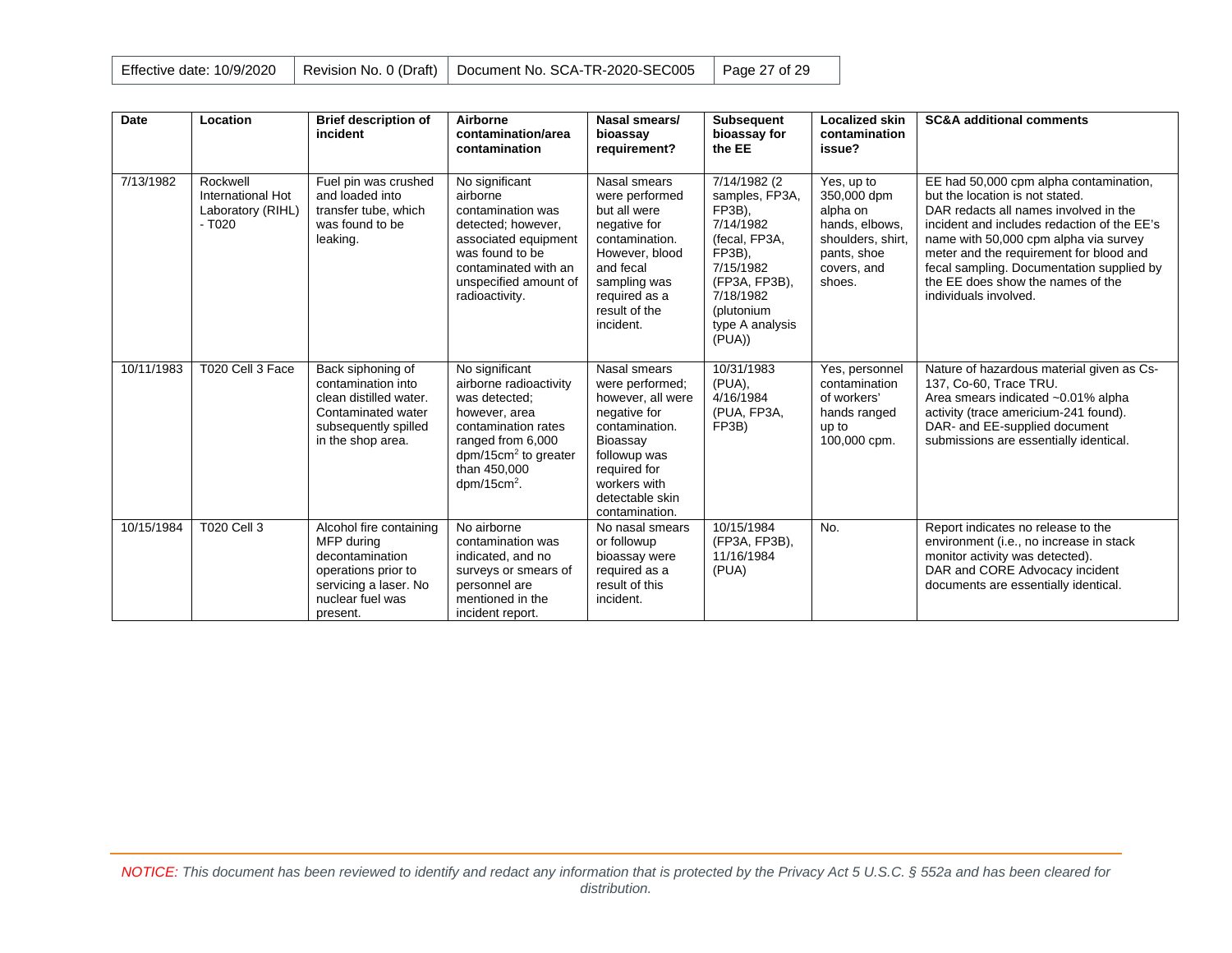| Date | Location | Brief description of incident | Airborne contamination/area contamination | Nasal smears/ bioassay requirement? | Subsequent bioassay for the EE | Localized skin contamination issue? | SC&A additional comments |
|---|---|---|---|---|---|---|---|
| 7/13/1982 | Rockwell International Hot Laboratory (RIHL) - T020 | Fuel pin was crushed and loaded into transfer tube, which was found to be leaking. | No significant airborne contamination was detected; however, associated equipment was found to be contaminated with an unspecified amount of radioactivity. | Nasal smears were performed but all were negative for contamination. However, blood and fecal sampling was required as a result of the incident. | 7/14/1982 (2 samples, FP3A, FP3B), 7/14/1982 (fecal, FP3A, FP3B), 7/15/1982 (FP3A, FP3B), 7/18/1982 (plutonium type A analysis (PUA)) | Yes, up to 350,000 dpm alpha on hands, elbows, shoulders, shirt, pants, shoe covers, and shoes. | EE had 50,000 cpm alpha contamination, but the location is not stated. DAR redacts all names involved in the incident and includes redaction of the EE's name with 50,000 cpm alpha via survey meter and the requirement for blood and fecal sampling. Documentation supplied by the EE does show the names of the individuals involved. |
| 10/11/1983 | T020 Cell 3 Face | Back siphoning of contamination into clean distilled water. Contaminated water subsequently spilled in the shop area. | No significant airborne radioactivity was detected; however, area contamination rates ranged from 6,000 dpm/15cm$^2$ to greater than 450,000 dpm/15cm$^2$. | Nasal smears were performed; however, all were negative for contamination. Bioassay followup was required for workers with detectable skin contamination. | 10/31/1983 (PUA), 4/16/1984 (PUA, FP3A, FP3B) | Yes, personnel contamination of workers' hands ranged up to 100,000 cpm. | Nature of hazardous material given as Cs-137, Co-60, Trace TRU. Area smears indicated ~0.01% alpha activity (trace americium-241 found). DAR- and EE-supplied document submissions are essentially identical. |
| 10/15/1984 | T020 Cell 3 | Alcohol fire containing MFP during decontamination operations prior to servicing a laser. No nuclear fuel was present. | No airborne contamination was indicated, and no surveys or smears of personnel are mentioned in the incident report. | No nasal smears or followup bioassay were required as a result of this incident. | 10/15/1984 (FP3A, FP3B), 11/16/1984 (PUA) | No. | Report indicates no release to the environment (i.e., no increase in stack monitor activity was detected). DAR and CORE Advocacy incident documents are essentially identical. |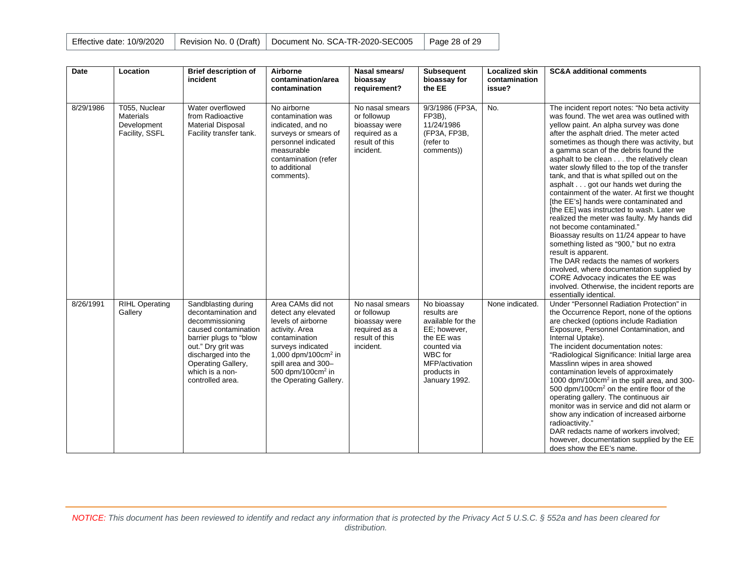| Date | Location | Brief description of incident | Airborne contamination/area contamination | Nasal smears/ bioassay requirement? | Subsequent bioassay for the EE | Localized skin contamination issue? | SC&A additional comments |
|---|---|---|---|---|---|---|---|
| 8/29/1986 | T055, Nuclear Materials Development Facility, SSFL | Water overflowed from Radioactive Material Disposal Facility transfer tank. | No airborne contamination was indicated, and no surveys or smears of personnel indicated measurable contamination (refer to additional comments). | No nasal smears or followup bioassay were required as a result of this incident. | 9/3/1986 (FP3A, FP3B), 11/24/1986 (FP3A, FP3B, (refer to comments)) | No. | The incident report notes: "No beta activity was found. The wet area was outlined with yellow paint. An alpha survey was done after the asphalt dried. The meter acted sometimes as though there was activity, but a gamma scan of the debris found the asphalt to be clean . . . the relatively clean water slowly filled to the top of the transfer tank, and that is what spilled out on the asphalt . . . got our hands wet during the containment of the water. At first we thought [the EE's] hands were contaminated and [the EE] was instructed to wash. Later we realized the meter was faulty. My hands did not become contaminated."<br>Bioassay results on 11/24 appear to have something listed as "900," but no extra result is apparent.<br>The DAR redacts the names of workers involved, where documentation supplied by CORE Advocacy indicates the EE was involved. Otherwise, the incident reports are essentially identical. |
| 8/26/1991 | RIHL Operating Gallery | Sandblasting during decontamination and decommissioning caused contamination barrier plugs to "blow out." Dry grit was discharged into the Operating Gallery, which is a non-controlled area. | Area CAMs did not detect any elevated levels of airborne activity. Area contamination surveys indicated 1,000 dpm/100cm$^2$ in spill area and 300–500 dpm/100cm$^2$ in the Operating Gallery. | No nasal smears or followup bioassay were required as a result of this incident. | No bioassay results are available for the EE; however, the EE was counted via WBC for MFP/activation products in January 1992. | None indicated. | Under "Personnel Radiation Protection" in the Occurrence Report, none of the options are checked (options include Radiation Exposure, Personnel Contamination, and Internal Uptake).<br>The incident documentation notes: "Radiological Significance: Initial large area Masslinn wipes in area showed contamination levels of approximately 1000 dpm/100cm$^2$ in the spill area, and 300-500 dpm/100cm$^2$ on the entire floor of the operating gallery. The continuous air monitor was in service and did not alarm or show any indication of increased airborne radioactivity."<br>DAR redacts name of workers involved; however, documentation supplied by the EE does show the EE's name. |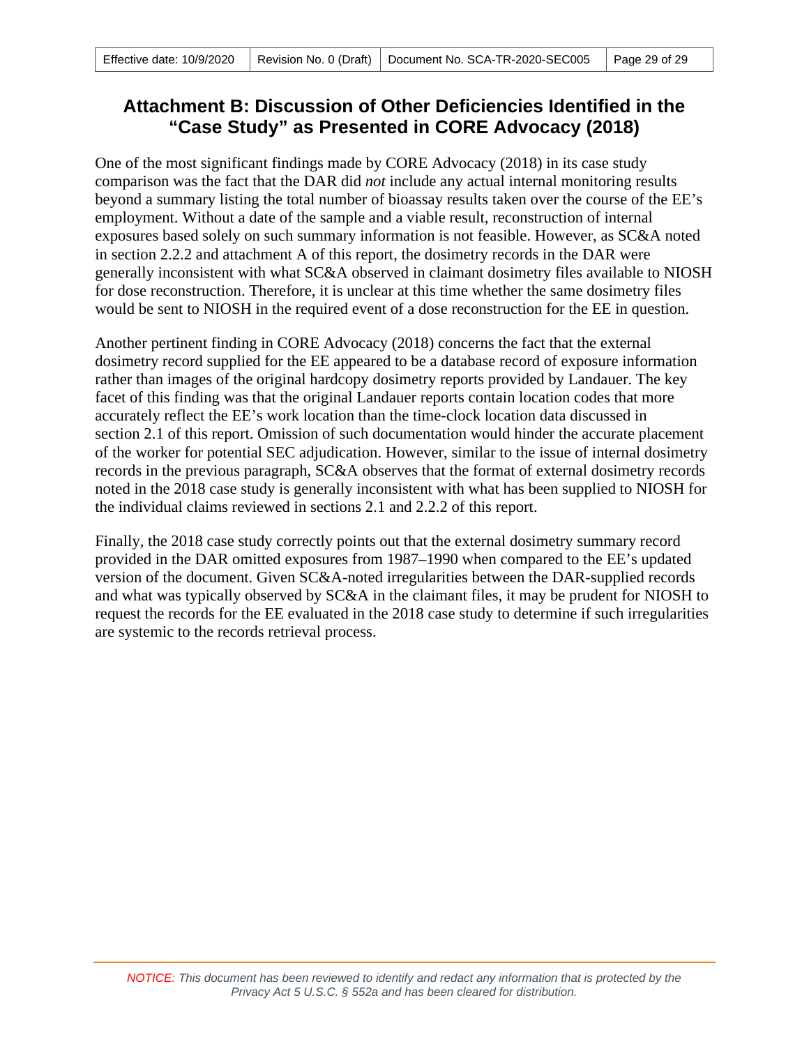# Attachment B: Discussion of Other Deficiencies Identified in the "Case Study" as Presented in CORE Advocacy (2018)

One of the most significant findings made by CORE Advocacy (2018) in its case study comparison was the fact that the DAR did *not* include any actual internal monitoring results beyond a summary listing the total number of bioassay results taken over the course of the EE's employment. Without a date of the sample and a viable result, reconstruction of internal exposures based solely on such summary information is not feasible. However, as SC&A noted in section 2.2.2 and attachment A of this report, the dosimetry records in the DAR were generally inconsistent with what SC&A observed in claimant dosimetry files available to NIOSH for dose reconstruction. Therefore, it is unclear at this time whether the same dosimetry files would be sent to NIOSH in the required event of a dose reconstruction for the EE in question.

Another pertinent finding in CORE Advocacy (2018) concerns the fact that the external dosimetry record supplied for the EE appeared to be a database record of exposure information rather than images of the original hardcopy dosimetry reports provided by Landauer. The key facet of this finding was that the original Landauer reports contain location codes that more accurately reflect the EE's work location than the time-clock location data discussed in section 2.1 of this report. Omission of such documentation would hinder the accurate placement of the worker for potential SEC adjudication. However, similar to the issue of internal dosimetry records in the previous paragraph, SC&A observes that the format of external dosimetry records noted in the 2018 case study is generally inconsistent with what has been supplied to NIOSH for the individual claims reviewed in sections 2.1 and 2.2.2 of this report.

Finally, the 2018 case study correctly points out that the external dosimetry summary record provided in the DAR omitted exposures from 1987–1990 when compared to the EE's updated version of the document. Given SC&A-noted irregularities between the DAR-supplied records and what was typically observed by SC&A in the claimant files, it may be prudent for NIOSH to request the records for the EE evaluated in the 2018 case study to determine if such irregularities are systemic to the records retrieval process.